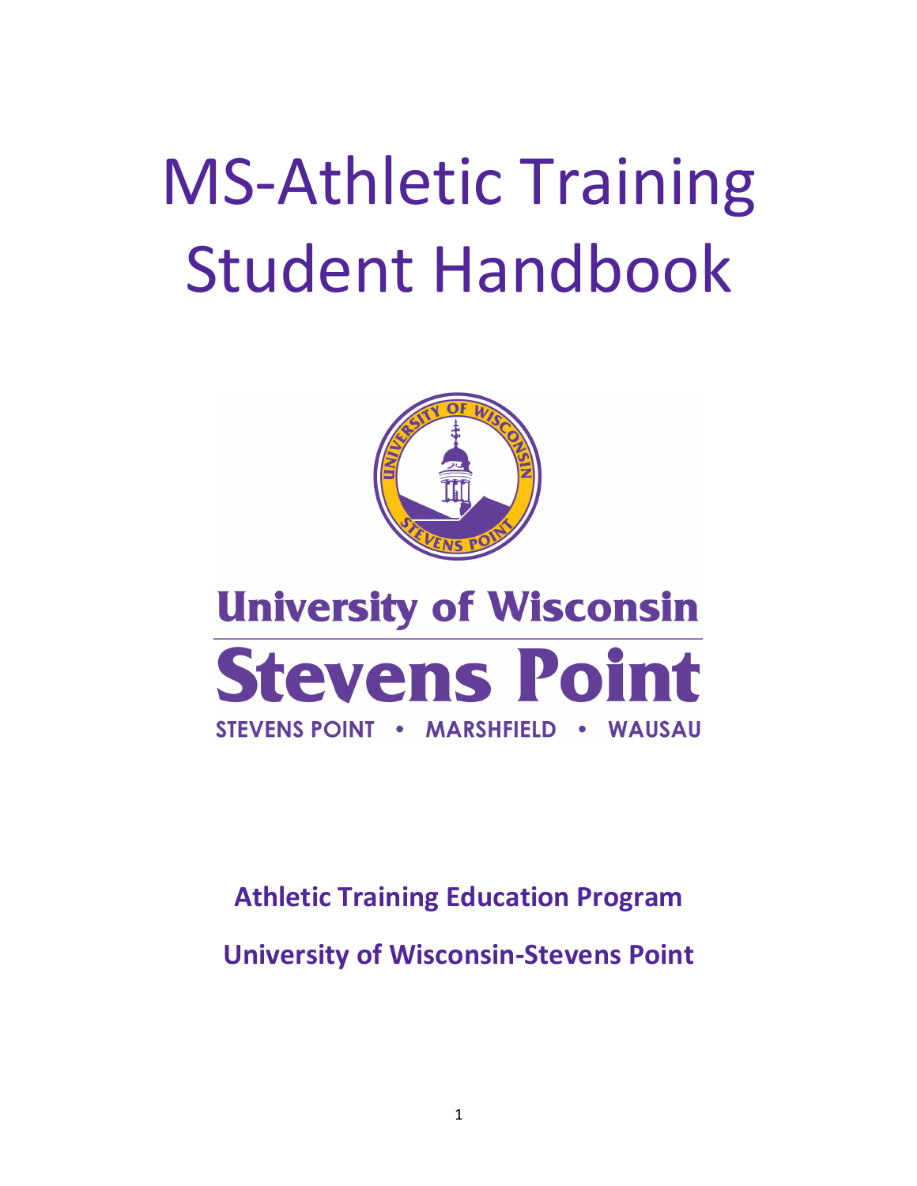# MS-Athletic Training Student Handbook

University of Wisconsin

Stevens Point

STEVENS POINT • MARSHFIELD • WAUSAU

**Athletic Training Education Program**

**University of Wisconsin-Stevens Point**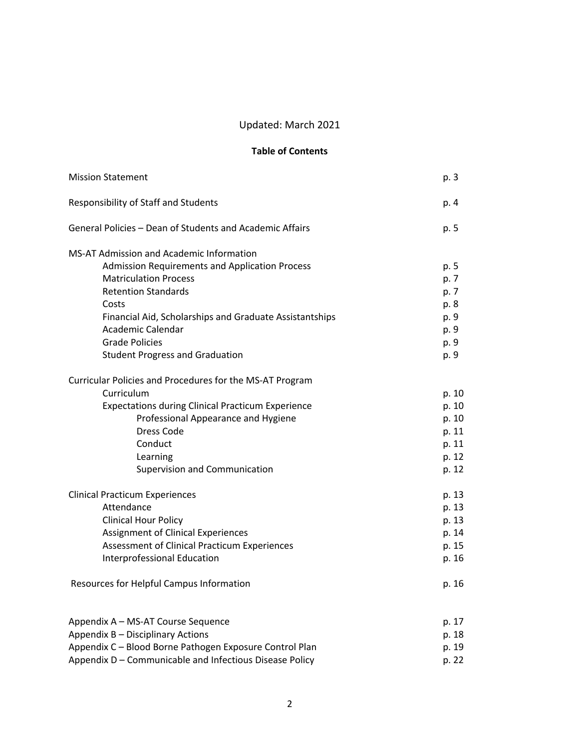Updated: March 2021

**Table of Contents**

| | |
|---|---|
| Mission Statement | p. 3 |
| Responsibility of Staff and Students | p. 4 |
| General Policies – Dean of Students and Academic Affairs | p. 5 |
| MS-AT Admission and Academic Information | |
| Admission Requirements and Application Process | p. 5 |
| Matriculation Process | p. 7 |
| Retention Standards | p. 7 |
| Costs | p. 8 |
| Financial Aid, Scholarships and Graduate Assistantships | p. 9 |
| Academic Calendar | p. 9 |
| Grade Policies | p. 9 |
| Student Progress and Graduation | p. 9 |
| Curricular Policies and Procedures for the MS-AT Program | |
| Curriculum | p. 10 |
| Expectations during Clinical Practicum Experience | p. 10 |
| Professional Appearance and Hygiene | p. 10 |
| Dress Code | p. 11 |
| Conduct | p. 11 |
| Learning | p. 12 |
| Supervision and Communication | p. 12 |
| Clinical Practicum Experiences | p. 13 |
| Attendance | p. 13 |
| Clinical Hour Policy | p. 13 |
| Assignment of Clinical Experiences | p. 14 |
| Assessment of Clinical Practicum Experiences | p. 15 |
| Interprofessional Education | p. 16 |
| Resources for Helpful Campus Information | p. 16 |
| Appendix A – MS-AT Course Sequence | p. 17 |
| Appendix B – Disciplinary Actions | p. 18 |
| Appendix C – Blood Borne Pathogen Exposure Control Plan | p. 19 |
| Appendix D – Communicable and Infectious Disease Policy | p. 22 |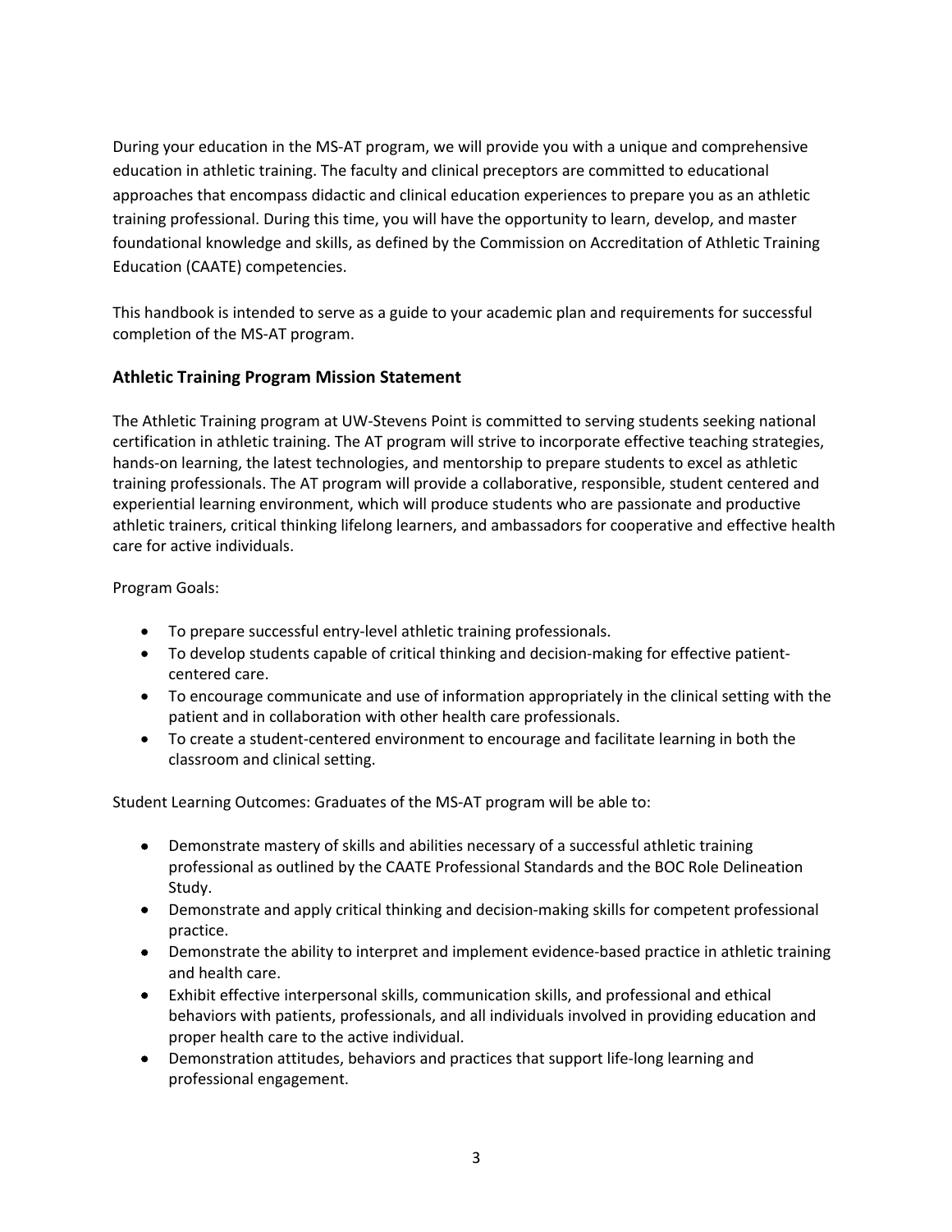During your education in the MS-AT program, we will provide you with a unique and comprehensive education in athletic training. The faculty and clinical preceptors are committed to educational approaches that encompass didactic and clinical education experiences to prepare you as an athletic training professional. During this time, you will have the opportunity to learn, develop, and master foundational knowledge and skills, as defined by the Commission on Accreditation of Athletic Training Education (CAATE) competencies.

This handbook is intended to serve as a guide to your academic plan and requirements for successful completion of the MS-AT program.

### Athletic Training Program Mission Statement

The Athletic Training program at UW-Stevens Point is committed to serving students seeking national certification in athletic training. The AT program will strive to incorporate effective teaching strategies, hands-on learning, the latest technologies, and mentorship to prepare students to excel as athletic training professionals. The AT program will provide a collaborative, responsible, student centered and experiential learning environment, which will produce students who are passionate and productive athletic trainers, critical thinking lifelong learners, and ambassadors for cooperative and effective health care for active individuals.

Program Goals:

- To prepare successful entry-level athletic training professionals.
- To develop students capable of critical thinking and decision-making for effective patient-centered care.
- To encourage communicate and use of information appropriately in the clinical setting with the patient and in collaboration with other health care professionals.
- To create a student-centered environment to encourage and facilitate learning in both the classroom and clinical setting.

Student Learning Outcomes: Graduates of the MS-AT program will be able to:

- Demonstrate mastery of skills and abilities necessary of a successful athletic training professional as outlined by the CAATE Professional Standards and the BOC Role Delineation Study.
- Demonstrate and apply critical thinking and decision-making skills for competent professional practice.
- Demonstrate the ability to interpret and implement evidence-based practice in athletic training and health care.
- Exhibit effective interpersonal skills, communication skills, and professional and ethical behaviors with patients, professionals, and all individuals involved in providing education and proper health care to the active individual.
- Demonstration attitudes, behaviors and practices that support life-long learning and professional engagement.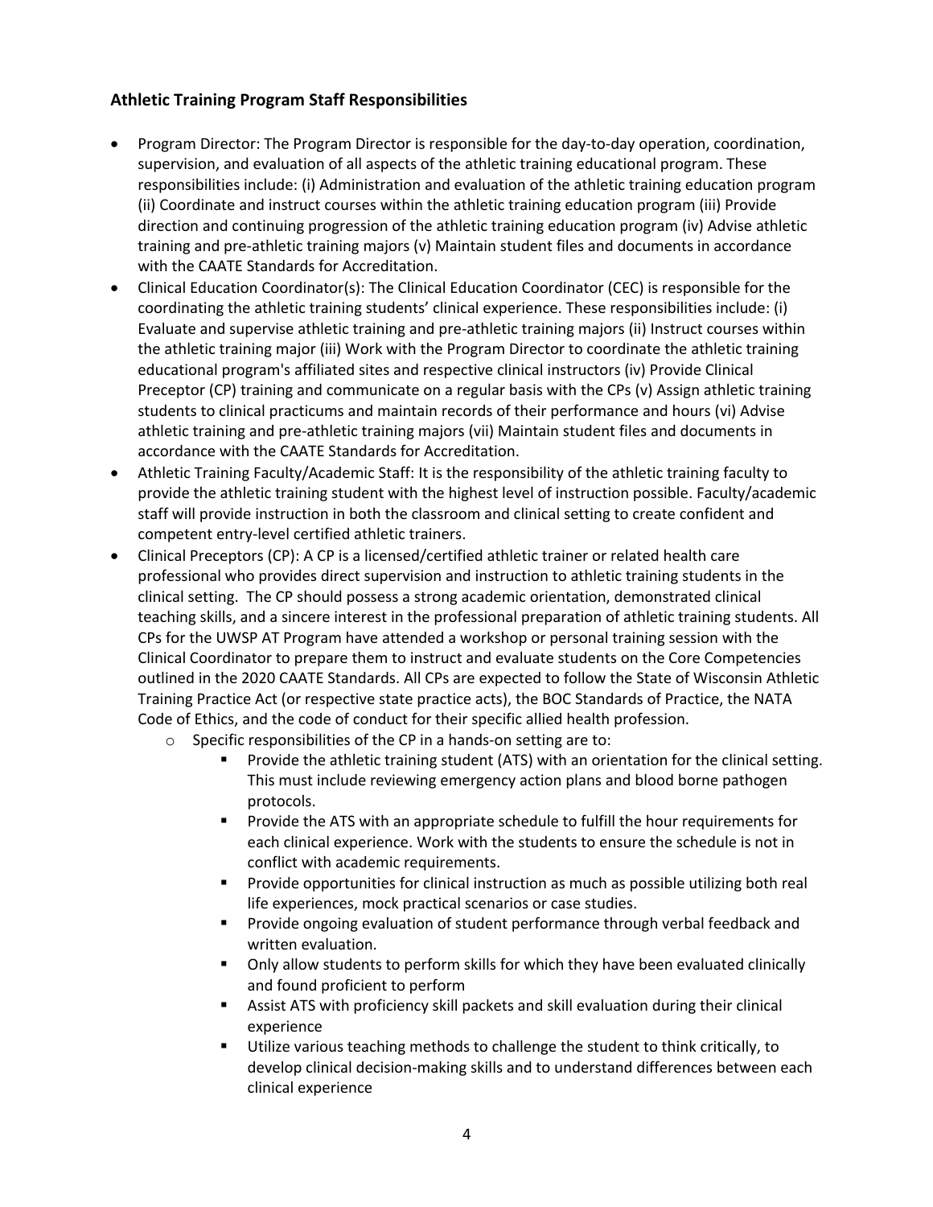### Athletic Training Program Staff Responsibilities

- Program Director: The Program Director is responsible for the day-to-day operation, coordination, supervision, and evaluation of all aspects of the athletic training educational program. These responsibilities include: (i) Administration and evaluation of the athletic training education program (ii) Coordinate and instruct courses within the athletic training education program (iii) Provide direction and continuing progression of the athletic training education program (iv) Advise athletic training and pre-athletic training majors (v) Maintain student files and documents in accordance with the CAATE Standards for Accreditation.
- Clinical Education Coordinator(s): The Clinical Education Coordinator (CEC) is responsible for the coordinating the athletic training students' clinical experience. These responsibilities include: (i) Evaluate and supervise athletic training and pre-athletic training majors (ii) Instruct courses within the athletic training major (iii) Work with the Program Director to coordinate the athletic training educational program's affiliated sites and respective clinical instructors (iv) Provide Clinical Preceptor (CP) training and communicate on a regular basis with the CPs (v) Assign athletic training students to clinical practicums and maintain records of their performance and hours (vi) Advise athletic training and pre-athletic training majors (vii) Maintain student files and documents in accordance with the CAATE Standards for Accreditation.
- Athletic Training Faculty/Academic Staff: It is the responsibility of the athletic training faculty to provide the athletic training student with the highest level of instruction possible. Faculty/academic staff will provide instruction in both the classroom and clinical setting to create confident and competent entry-level certified athletic trainers.
- Clinical Preceptors (CP): A CP is a licensed/certified athletic trainer or related health care professional who provides direct supervision and instruction to athletic training students in the clinical setting. The CP should possess a strong academic orientation, demonstrated clinical teaching skills, and a sincere interest in the professional preparation of athletic training students. All CPs for the UWSP AT Program have attended a workshop or personal training session with the Clinical Coordinator to prepare them to instruct and evaluate students on the Core Competencies outlined in the 2020 CAATE Standards. All CPs are expected to follow the State of Wisconsin Athletic Training Practice Act (or respective state practice acts), the BOC Standards of Practice, the NATA Code of Ethics, and the code of conduct for their specific allied health profession.
    - Specific responsibilities of the CP in a hands-on setting are to:
        - Provide the athletic training student (ATS) with an orientation for the clinical setting. This must include reviewing emergency action plans and blood borne pathogen protocols.
        - Provide the ATS with an appropriate schedule to fulfill the hour requirements for each clinical experience. Work with the students to ensure the schedule is not in conflict with academic requirements.
        - Provide opportunities for clinical instruction as much as possible utilizing both real life experiences, mock practical scenarios or case studies.
        - Provide ongoing evaluation of student performance through verbal feedback and written evaluation.
        - Only allow students to perform skills for which they have been evaluated clinically and found proficient to perform
        - Assist ATS with proficiency skill packets and skill evaluation during their clinical experience
        - Utilize various teaching methods to challenge the student to think critically, to develop clinical decision-making skills and to understand differences between each clinical experience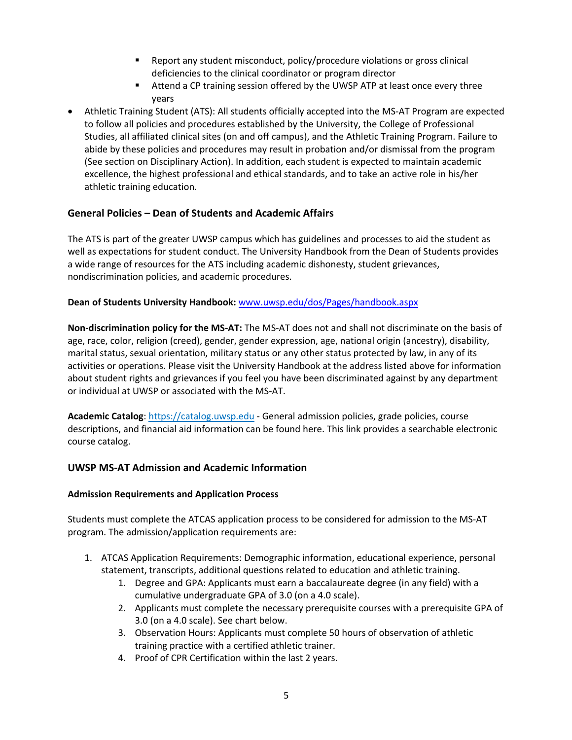- Report any student misconduct, policy/procedure violations or gross clinical deficiencies to the clinical coordinator or program director
    - Attend a CP training session offered by the UWSP ATP at least once every three years
- Athletic Training Student (ATS): All students officially accepted into the MS-AT Program are expected to follow all policies and procedures established by the University, the College of Professional Studies, all affiliated clinical sites (on and off campus), and the Athletic Training Program. Failure to abide by these policies and procedures may result in probation and/or dismissal from the program (See section on Disciplinary Action). In addition, each student is expected to maintain academic excellence, the highest professional and ethical standards, and to take an active role in his/her athletic training education.

### General Policies – Dean of Students and Academic Affairs

The ATS is part of the greater UWSP campus which has guidelines and processes to aid the student as well as expectations for student conduct. The University Handbook from the Dean of Students provides a wide range of resources for the ATS including academic dishonesty, student grievances, nondiscrimination policies, and academic procedures.

**Dean of Students University Handbook:** www.uwsp.edu/dos/Pages/handbook.aspx

**Non-discrimination policy for the MS-AT:** The MS-AT does not and shall not discriminate on the basis of age, race, color, religion (creed), gender, gender expression, age, national origin (ancestry), disability, marital status, sexual orientation, military status or any other status protected by law, in any of its activities or operations. Please visit the University Handbook at the address listed above for information about student rights and grievances if you feel you have been discriminated against by any department or individual at UWSP or associated with the MS-AT.

**Academic Catalog**: https://catalog.uwsp.edu - General admission policies, grade policies, course descriptions, and financial aid information can be found here. This link provides a searchable electronic course catalog.

### UWSP MS-AT Admission and Academic Information

**Admission Requirements and Application Process**

Students must complete the ATCAS application process to be considered for admission to the MS-AT program. The admission/application requirements are:

1. ATCAS Application Requirements: Demographic information, educational experience, personal statement, transcripts, additional questions related to education and athletic training.
    1. Degree and GPA: Applicants must earn a baccalaureate degree (in any field) with a cumulative undergraduate GPA of 3.0 (on a 4.0 scale).
    2. Applicants must complete the necessary prerequisite courses with a prerequisite GPA of 3.0 (on a 4.0 scale). See chart below.
    3. Observation Hours: Applicants must complete 50 hours of observation of athletic training practice with a certified athletic trainer.
    4. Proof of CPR Certification within the last 2 years.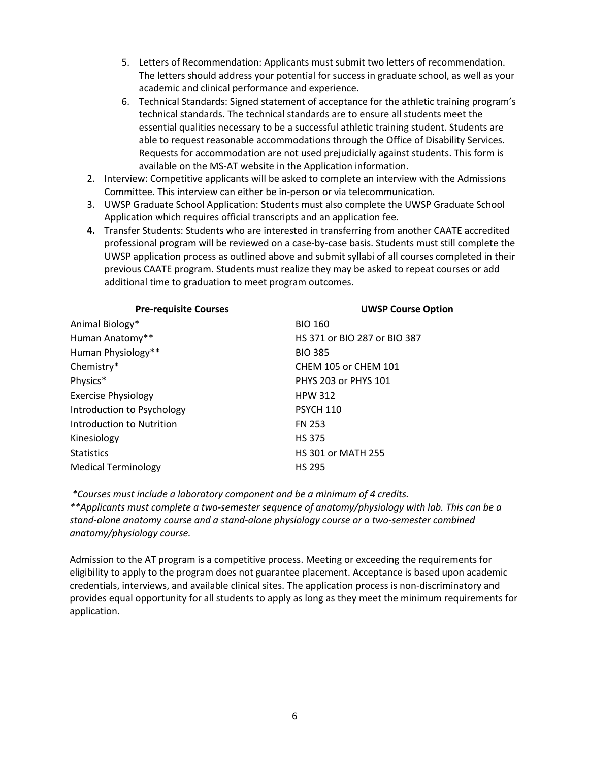5. Letters of Recommendation: Applicants must submit two letters of recommendation. The letters should address your potential for success in graduate school, as well as your academic and clinical performance and experience.
6. Technical Standards: Signed statement of acceptance for the athletic training program's technical standards. The technical standards are to ensure all students meet the essential qualities necessary to be a successful athletic training student. Students are able to request reasonable accommodations through the Office of Disability Services. Requests for accommodation are not used prejudicially against students. This form is available on the MS-AT website in the Application information.

2. Interview: Competitive applicants will be asked to complete an interview with the Admissions Committee. This interview can either be in-person or via telecommunication.
3. UWSP Graduate School Application: Students must also complete the UWSP Graduate School Application which requires official transcripts and an application fee.
4. Transfer Students: Students who are interested in transferring from another CAATE accredited professional program will be reviewed on a case-by-case basis. Students must still complete the UWSP application process as outlined above and submit syllabi of all courses completed in their previous CAATE program. Students must realize they may be asked to repeat courses or add additional time to graduation to meet program outcomes.

| Pre-requisite Courses | UWSP Course Option |
|---|---|
| Animal Biology* | BIO 160 |
| Human Anatomy** | HS 371 or BIO 287 or BIO 387 |
| Human Physiology** | BIO 385 |
| Chemistry* | CHEM 105 or CHEM 101 |
| Physics* | PHYS 203 or PHYS 101 |
| Exercise Physiology | HPW 312 |
| Introduction to Psychology | PSYCH 110 |
| Introduction to Nutrition | FN 253 |
| Kinesiology | HS 375 |
| Statistics | HS 301 or MATH 255 |
| Medical Terminology | HS 295 |

*\*Courses must include a laboratory component and be a minimum of 4 credits.*
*\*\*Applicants must complete a two-semester sequence of anatomy/physiology with lab. This can be a stand-alone anatomy course and a stand-alone physiology course or a two-semester combined anatomy/physiology course.*

Admission to the AT program is a competitive process. Meeting or exceeding the requirements for eligibility to apply to the program does not guarantee placement. Acceptance is based upon academic credentials, interviews, and available clinical sites. The application process is non-discriminatory and provides equal opportunity for all students to apply as long as they meet the minimum requirements for application.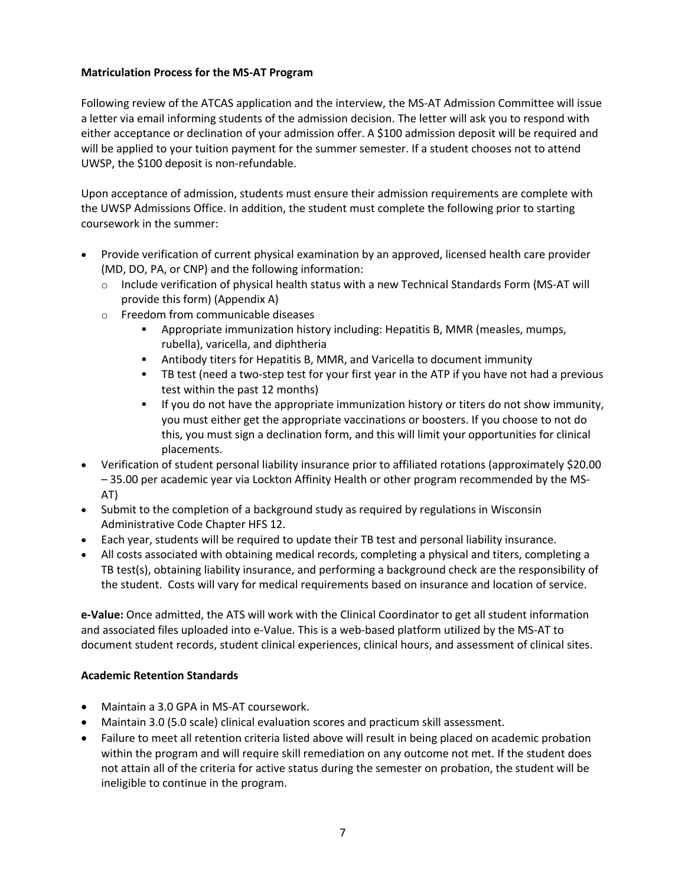**Matriculation Process for the MS-AT Program**

Following review of the ATCAS application and the interview, the MS-AT Admission Committee will issue a letter via email informing students of the admission decision. The letter will ask you to respond with either acceptance or declination of your admission offer. A $100 admission deposit will be required and will be applied to your tuition payment for the summer semester. If a student chooses not to attend UWSP, the $100 deposit is non-refundable.

Upon acceptance of admission, students must ensure their admission requirements are complete with the UWSP Admissions Office. In addition, the student must complete the following prior to starting coursework in the summer:

- Provide verification of current physical examination by an approved, licensed health care provider (MD, DO, PA, or CNP) and the following information:
  - Include verification of physical health status with a new Technical Standards Form (MS-AT will provide this form) (Appendix A)
  - Freedom from communicable diseases
    - Appropriate immunization history including: Hepatitis B, MMR (measles, mumps, rubella), varicella, and diphtheria
    - Antibody titers for Hepatitis B, MMR, and Varicella to document immunity
    - TB test (need a two-step test for your first year in the ATP if you have not had a previous test within the past 12 months)
    - If you do not have the appropriate immunization history or titers do not show immunity, you must either get the appropriate vaccinations or boosters. If you choose to not do this, you must sign a declination form, and this will limit your opportunities for clinical placements.
- Verification of student personal liability insurance prior to affiliated rotations (approximately $20.00 – 35.00 per academic year via Lockton Affinity Health or other program recommended by the MS-AT)
- Submit to the completion of a background study as required by regulations in Wisconsin Administrative Code Chapter HFS 12.
- Each year, students will be required to update their TB test and personal liability insurance.
- All costs associated with obtaining medical records, completing a physical and titers, completing a TB test(s), obtaining liability insurance, and performing a background check are the responsibility of the student. Costs will vary for medical requirements based on insurance and location of service.

**e-Value:** Once admitted, the ATS will work with the Clinical Coordinator to get all student information and associated files uploaded into e-Value. This is a web-based platform utilized by the MS-AT to document student records, student clinical experiences, clinical hours, and assessment of clinical sites.

**Academic Retention Standards**

- Maintain a 3.0 GPA in MS-AT coursework.
- Maintain 3.0 (5.0 scale) clinical evaluation scores and practicum skill assessment.
- Failure to meet all retention criteria listed above will result in being placed on academic probation within the program and will require skill remediation on any outcome not met. If the student does not attain all of the criteria for active status during the semester on probation, the student will be ineligible to continue in the program.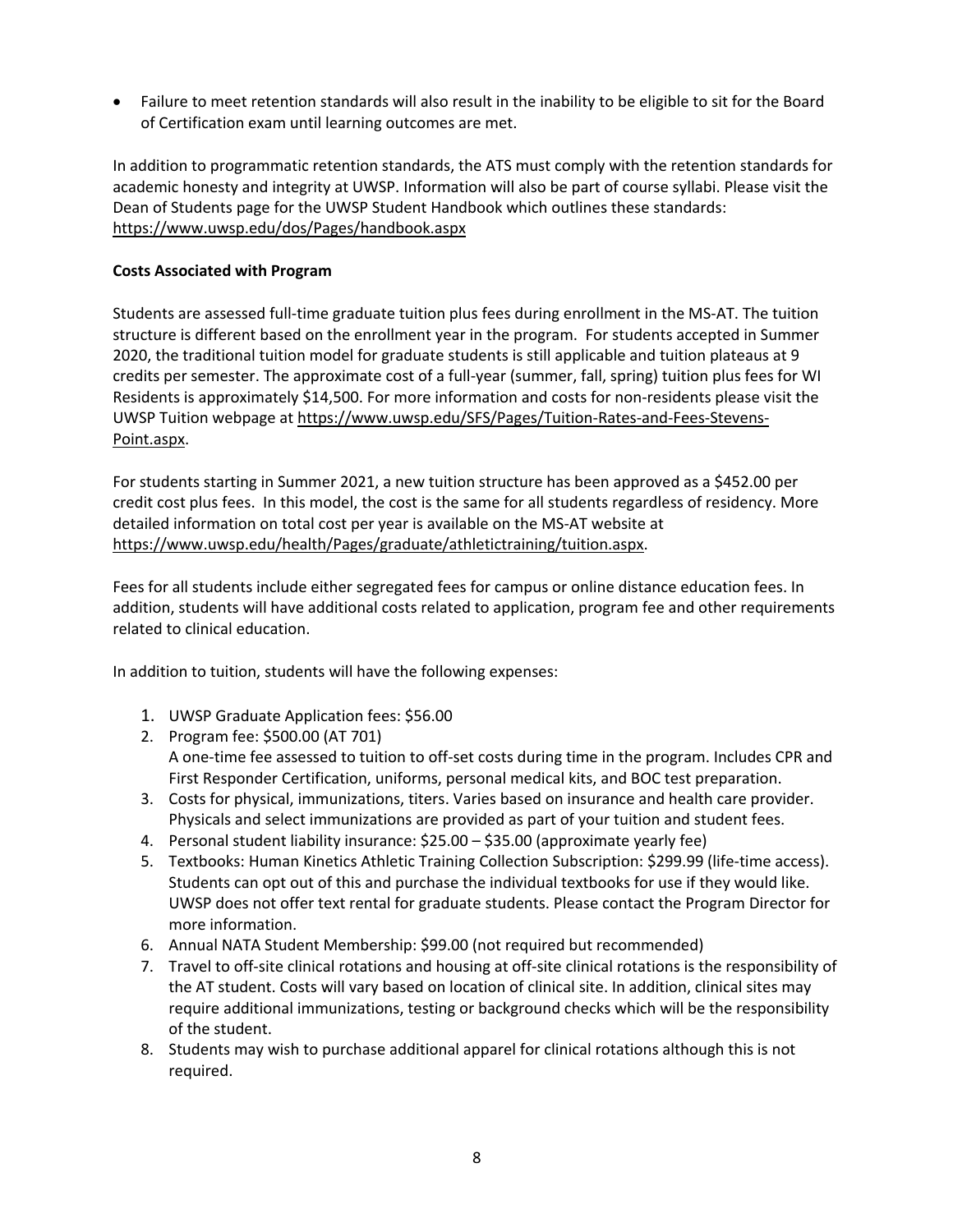- Failure to meet retention standards will also result in the inability to be eligible to sit for the Board of Certification exam until learning outcomes are met.

In addition to programmatic retention standards, the ATS must comply with the retention standards for academic honesty and integrity at UWSP. Information will also be part of course syllabi. Please visit the Dean of Students page for the UWSP Student Handbook which outlines these standards: https://www.uwsp.edu/dos/Pages/handbook.aspx

**Costs Associated with Program**

Students are assessed full-time graduate tuition plus fees during enrollment in the MS-AT. The tuition structure is different based on the enrollment year in the program. For students accepted in Summer 2020, the traditional tuition model for graduate students is still applicable and tuition plateaus at 9 credits per semester. The approximate cost of a full-year (summer, fall, spring) tuition plus fees for WI Residents is approximately $14,500. For more information and costs for non-residents please visit the UWSP Tuition webpage at https://www.uwsp.edu/SFS/Pages/Tuition-Rates-and-Fees-Stevens-Point.aspx.

For students starting in Summer 2021, a new tuition structure has been approved as a $452.00 per credit cost plus fees. In this model, the cost is the same for all students regardless of residency. More detailed information on total cost per year is available on the MS-AT website at https://www.uwsp.edu/health/Pages/graduate/athletictraining/tuition.aspx.

Fees for all students include either segregated fees for campus or online distance education fees. In addition, students will have additional costs related to application, program fee and other requirements related to clinical education.

In addition to tuition, students will have the following expenses:

1. UWSP Graduate Application fees: $56.00
2. Program fee: $500.00 (AT 701)
   A one-time fee assessed to tuition to off-set costs during time in the program. Includes CPR and First Responder Certification, uniforms, personal medical kits, and BOC test preparation.
3. Costs for physical, immunizations, titers. Varies based on insurance and health care provider. Physicals and select immunizations are provided as part of your tuition and student fees.
4. Personal student liability insurance: $25.00 – $35.00 (approximate yearly fee)
5. Textbooks: Human Kinetics Athletic Training Collection Subscription: $299.99 (life-time access). Students can opt out of this and purchase the individual textbooks for use if they would like. UWSP does not offer text rental for graduate students. Please contact the Program Director for more information.
6. Annual NATA Student Membership: $99.00 (not required but recommended)
7. Travel to off-site clinical rotations and housing at off-site clinical rotations is the responsibility of the AT student. Costs will vary based on location of clinical site. In addition, clinical sites may require additional immunizations, testing or background checks which will be the responsibility of the student.
8. Students may wish to purchase additional apparel for clinical rotations although this is not required.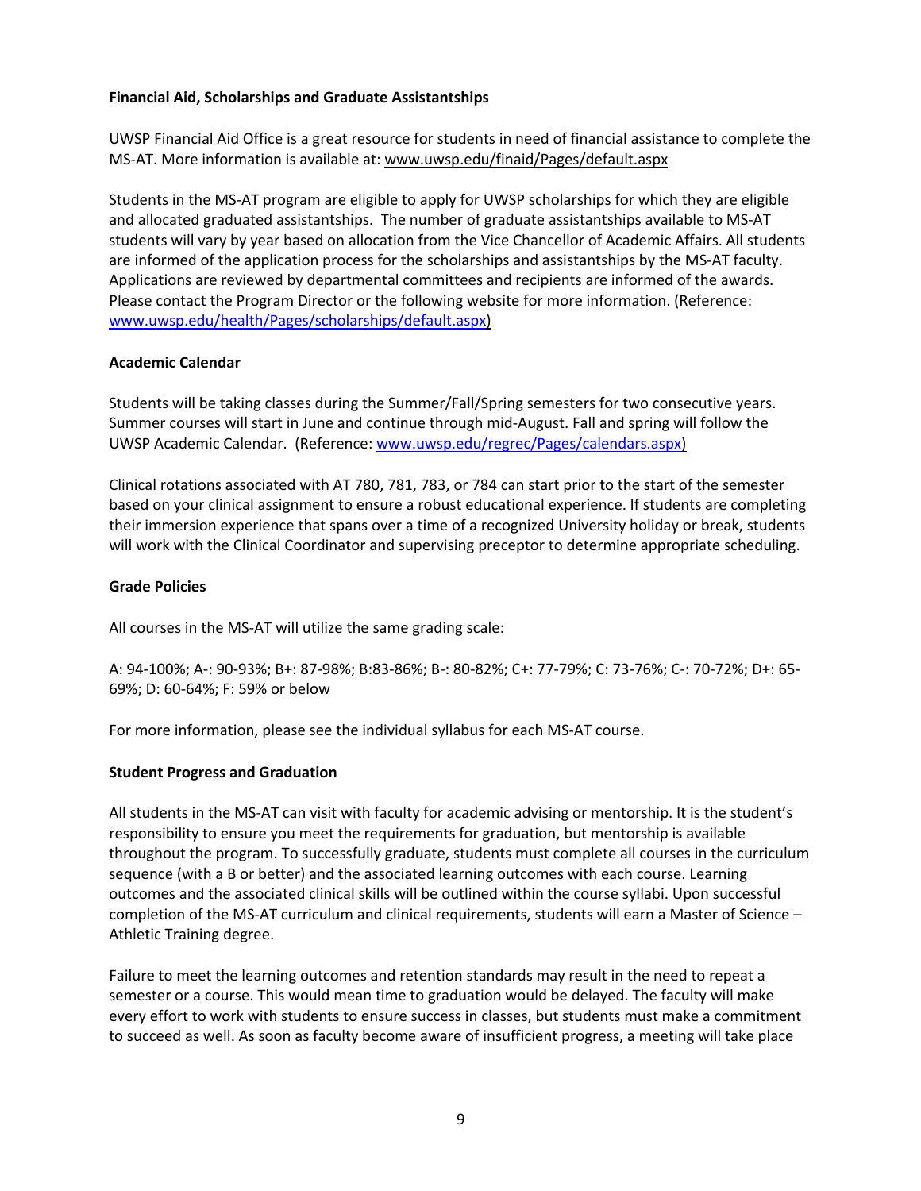**Financial Aid, Scholarships and Graduate Assistantships**

UWSP Financial Aid Office is a great resource for students in need of financial assistance to complete the MS-AT. More information is available at: www.uwsp.edu/finaid/Pages/default.aspx

Students in the MS-AT program are eligible to apply for UWSP scholarships for which they are eligible and allocated graduated assistantships. The number of graduate assistantships available to MS-AT students will vary by year based on allocation from the Vice Chancellor of Academic Affairs. All students are informed of the application process for the scholarships and assistantships by the MS-AT faculty. Applications are reviewed by departmental committees and recipients are informed of the awards. Please contact the Program Director or the following website for more information. (Reference: www.uwsp.edu/health/Pages/scholarships/default.aspx)

**Academic Calendar**

Students will be taking classes during the Summer/Fall/Spring semesters for two consecutive years. Summer courses will start in June and continue through mid-August. Fall and spring will follow the UWSP Academic Calendar. (Reference: www.uwsp.edu/regrec/Pages/calendars.aspx)

Clinical rotations associated with AT 780, 781, 783, or 784 can start prior to the start of the semester based on your clinical assignment to ensure a robust educational experience. If students are completing their immersion experience that spans over a time of a recognized University holiday or break, students will work with the Clinical Coordinator and supervising preceptor to determine appropriate scheduling.

**Grade Policies**

All courses in the MS-AT will utilize the same grading scale:

A: 94-100%; A-: 90-93%; B+: 87-98%; B:83-86%; B-: 80-82%; C+: 77-79%; C: 73-76%; C-: 70-72%; D+: 65-69%; D: 60-64%; F: 59% or below

For more information, please see the individual syllabus for each MS-AT course.

**Student Progress and Graduation**

All students in the MS-AT can visit with faculty for academic advising or mentorship. It is the student's responsibility to ensure you meet the requirements for graduation, but mentorship is available throughout the program. To successfully graduate, students must complete all courses in the curriculum sequence (with a B or better) and the associated learning outcomes with each course. Learning outcomes and the associated clinical skills will be outlined within the course syllabi. Upon successful completion of the MS-AT curriculum and clinical requirements, students will earn a Master of Science – Athletic Training degree.

Failure to meet the learning outcomes and retention standards may result in the need to repeat a semester or a course. This would mean time to graduation would be delayed. The faculty will make every effort to work with students to ensure success in classes, but students must make a commitment to succeed as well. As soon as faculty become aware of insufficient progress, a meeting will take place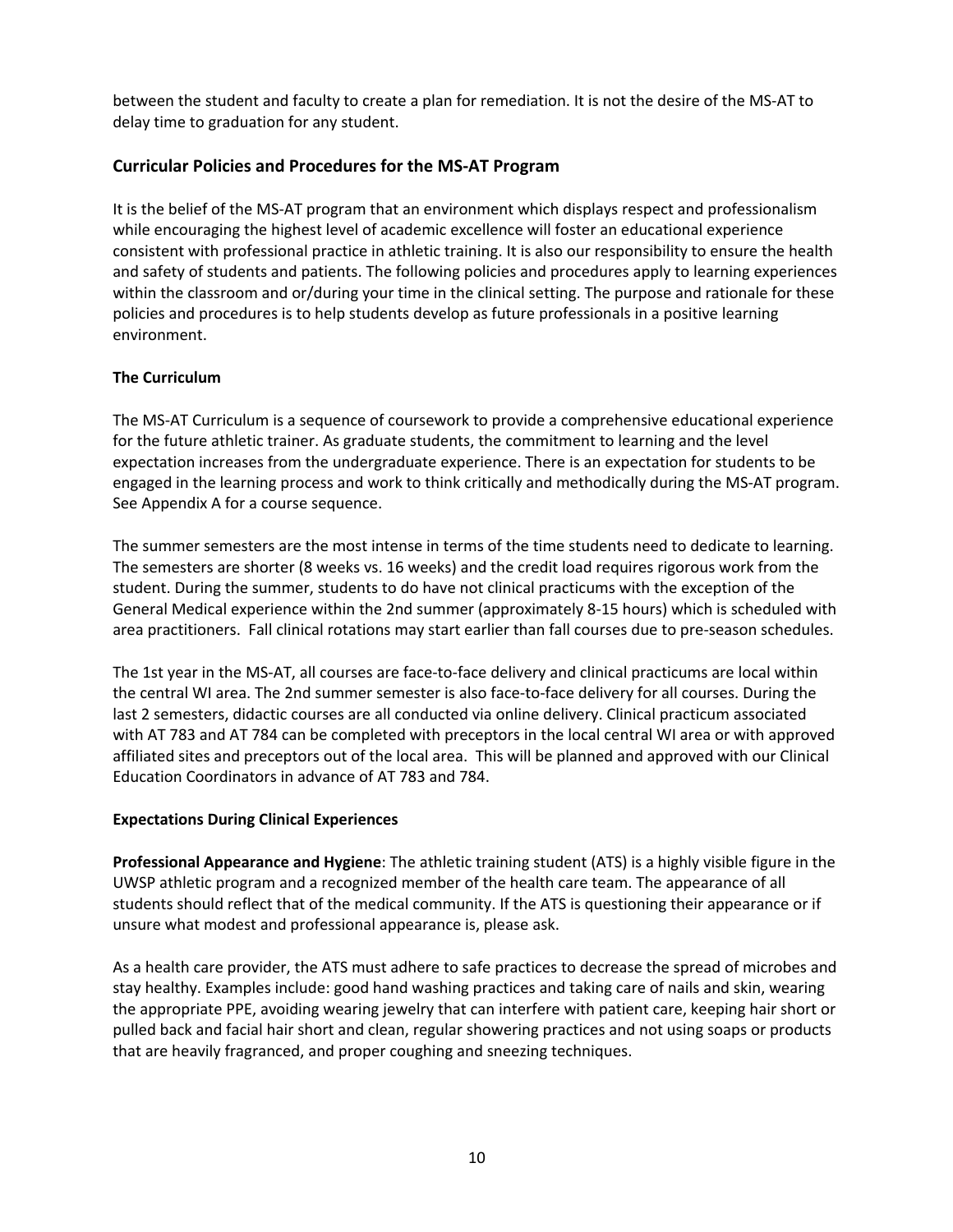between the student and faculty to create a plan for remediation. It is not the desire of the MS-AT to delay time to graduation for any student.

## Curricular Policies and Procedures for the MS-AT Program

It is the belief of the MS-AT program that an environment which displays respect and professionalism while encouraging the highest level of academic excellence will foster an educational experience consistent with professional practice in athletic training. It is also our responsibility to ensure the health and safety of students and patients. The following policies and procedures apply to learning experiences within the classroom and or/during your time in the clinical setting. The purpose and rationale for these policies and procedures is to help students develop as future professionals in a positive learning environment.

### The Curriculum

The MS-AT Curriculum is a sequence of coursework to provide a comprehensive educational experience for the future athletic trainer. As graduate students, the commitment to learning and the level expectation increases from the undergraduate experience. There is an expectation for students to be engaged in the learning process and work to think critically and methodically during the MS-AT program. See Appendix A for a course sequence.

The summer semesters are the most intense in terms of the time students need to dedicate to learning. The semesters are shorter (8 weeks vs. 16 weeks) and the credit load requires rigorous work from the student. During the summer, students to do have not clinical practicums with the exception of the General Medical experience within the 2nd summer (approximately 8-15 hours) which is scheduled with area practitioners. Fall clinical rotations may start earlier than fall courses due to pre-season schedules.

The 1st year in the MS-AT, all courses are face-to-face delivery and clinical practicums are local within the central WI area. The 2nd summer semester is also face-to-face delivery for all courses. During the last 2 semesters, didactic courses are all conducted via online delivery. Clinical practicum associated with AT 783 and AT 784 can be completed with preceptors in the local central WI area or with approved affiliated sites and preceptors out of the local area. This will be planned and approved with our Clinical Education Coordinators in advance of AT 783 and 784.

### Expectations During Clinical Experiences

**Professional Appearance and Hygiene**: The athletic training student (ATS) is a highly visible figure in the UWSP athletic program and a recognized member of the health care team. The appearance of all students should reflect that of the medical community. If the ATS is questioning their appearance or if unsure what modest and professional appearance is, please ask.

As a health care provider, the ATS must adhere to safe practices to decrease the spread of microbes and stay healthy. Examples include: good hand washing practices and taking care of nails and skin, wearing the appropriate PPE, avoiding wearing jewelry that can interfere with patient care, keeping hair short or pulled back and facial hair short and clean, regular showering practices and not using soaps or products that are heavily fragranced, and proper coughing and sneezing techniques.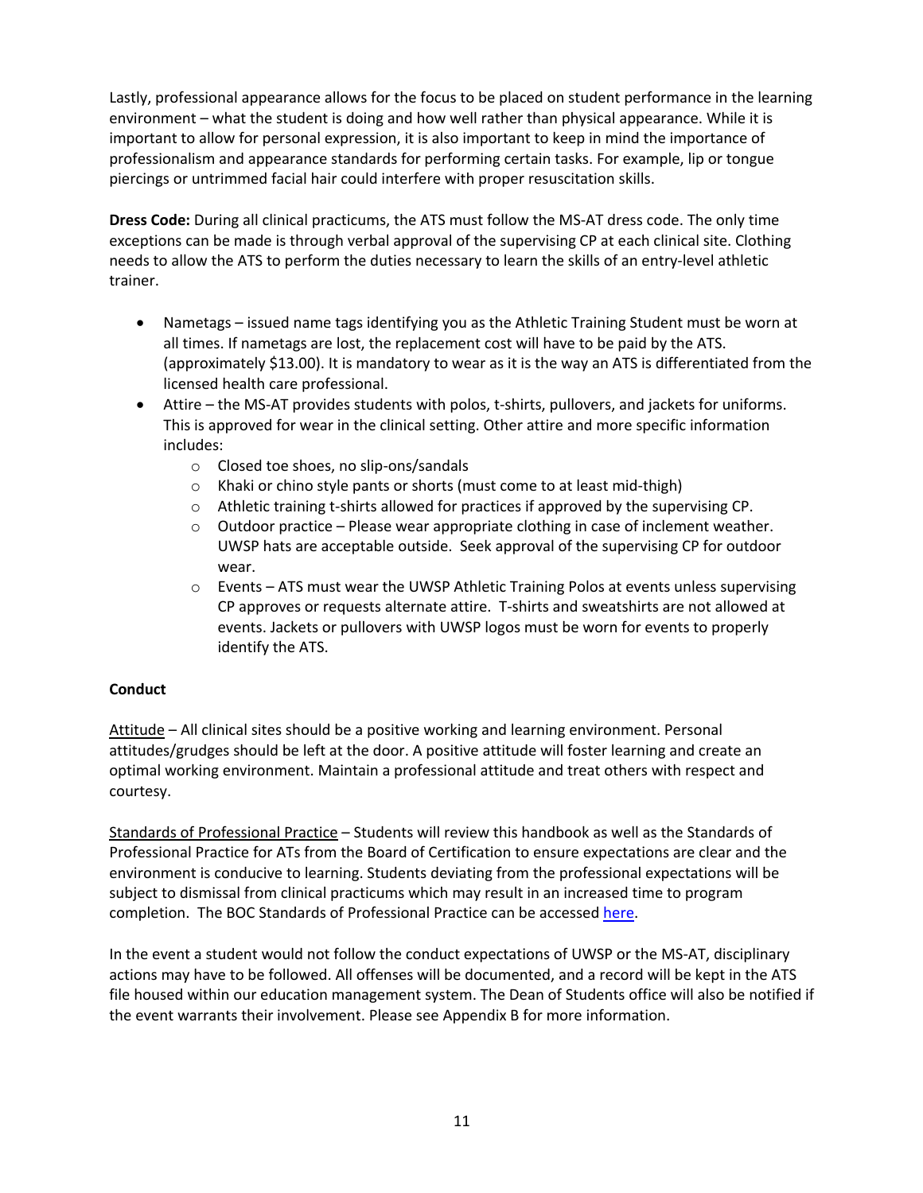Lastly, professional appearance allows for the focus to be placed on student performance in the learning environment – what the student is doing and how well rather than physical appearance. While it is important to allow for personal expression, it is also important to keep in mind the importance of professionalism and appearance standards for performing certain tasks. For example, lip or tongue piercings or untrimmed facial hair could interfere with proper resuscitation skills.

**Dress Code:** During all clinical practicums, the ATS must follow the MS-AT dress code. The only time exceptions can be made is through verbal approval of the supervising CP at each clinical site. Clothing needs to allow the ATS to perform the duties necessary to learn the skills of an entry-level athletic trainer.

- Nametags – issued name tags identifying you as the Athletic Training Student must be worn at all times. If nametags are lost, the replacement cost will have to be paid by the ATS. (approximately $13.00). It is mandatory to wear as it is the way an ATS is differentiated from the licensed health care professional.
- Attire – the MS-AT provides students with polos, t-shirts, pullovers, and jackets for uniforms. This is approved for wear in the clinical setting. Other attire and more specific information includes:
    - Closed toe shoes, no slip-ons/sandals
    - Khaki or chino style pants or shorts (must come to at least mid-thigh)
    - Athletic training t-shirts allowed for practices if approved by the supervising CP.
    - Outdoor practice – Please wear appropriate clothing in case of inclement weather. UWSP hats are acceptable outside. Seek approval of the supervising CP for outdoor wear.
    - Events – ATS must wear the UWSP Athletic Training Polos at events unless supervising CP approves or requests alternate attire. T-shirts and sweatshirts are not allowed at events. Jackets or pullovers with UWSP logos must be worn for events to properly identify the ATS.

**Conduct**

Attitude – All clinical sites should be a positive working and learning environment. Personal attitudes/grudges should be left at the door. A positive attitude will foster learning and create an optimal working environment. Maintain a professional attitude and treat others with respect and courtesy.

Standards of Professional Practice – Students will review this handbook as well as the Standards of Professional Practice for ATs from the Board of Certification to ensure expectations are clear and the environment is conducive to learning. Students deviating from the professional expectations will be subject to dismissal from clinical practicums which may result in an increased time to program completion. The BOC Standards of Professional Practice can be accessed here.

In the event a student would not follow the conduct expectations of UWSP or the MS-AT, disciplinary actions may have to be followed. All offenses will be documented, and a record will be kept in the ATS file housed within our education management system. The Dean of Students office will also be notified if the event warrants their involvement. Please see Appendix B for more information.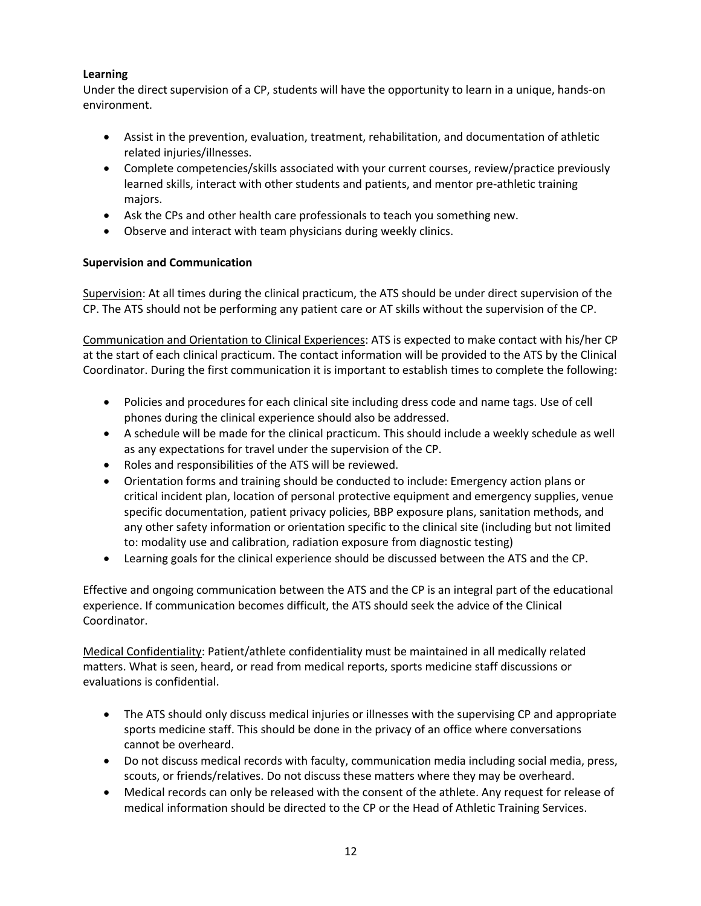**Learning**

Under the direct supervision of a CP, students will have the opportunity to learn in a unique, hands-on environment.

- Assist in the prevention, evaluation, treatment, rehabilitation, and documentation of athletic related injuries/illnesses.
- Complete competencies/skills associated with your current courses, review/practice previously learned skills, interact with other students and patients, and mentor pre-athletic training majors.
- Ask the CPs and other health care professionals to teach you something new.
- Observe and interact with team physicians during weekly clinics.

**Supervision and Communication**

Supervision: At all times during the clinical practicum, the ATS should be under direct supervision of the CP. The ATS should not be performing any patient care or AT skills without the supervision of the CP.

Communication and Orientation to Clinical Experiences: ATS is expected to make contact with his/her CP at the start of each clinical practicum. The contact information will be provided to the ATS by the Clinical Coordinator. During the first communication it is important to establish times to complete the following:

- Policies and procedures for each clinical site including dress code and name tags. Use of cell phones during the clinical experience should also be addressed.
- A schedule will be made for the clinical practicum. This should include a weekly schedule as well as any expectations for travel under the supervision of the CP.
- Roles and responsibilities of the ATS will be reviewed.
- Orientation forms and training should be conducted to include: Emergency action plans or critical incident plan, location of personal protective equipment and emergency supplies, venue specific documentation, patient privacy policies, BBP exposure plans, sanitation methods, and any other safety information or orientation specific to the clinical site (including but not limited to: modality use and calibration, radiation exposure from diagnostic testing)
- Learning goals for the clinical experience should be discussed between the ATS and the CP.

Effective and ongoing communication between the ATS and the CP is an integral part of the educational experience. If communication becomes difficult, the ATS should seek the advice of the Clinical Coordinator.

Medical Confidentiality: Patient/athlete confidentiality must be maintained in all medically related matters. What is seen, heard, or read from medical reports, sports medicine staff discussions or evaluations is confidential.

- The ATS should only discuss medical injuries or illnesses with the supervising CP and appropriate sports medicine staff. This should be done in the privacy of an office where conversations cannot be overheard.
- Do not discuss medical records with faculty, communication media including social media, press, scouts, or friends/relatives. Do not discuss these matters where they may be overheard.
- Medical records can only be released with the consent of the athlete. Any request for release of medical information should be directed to the CP or the Head of Athletic Training Services.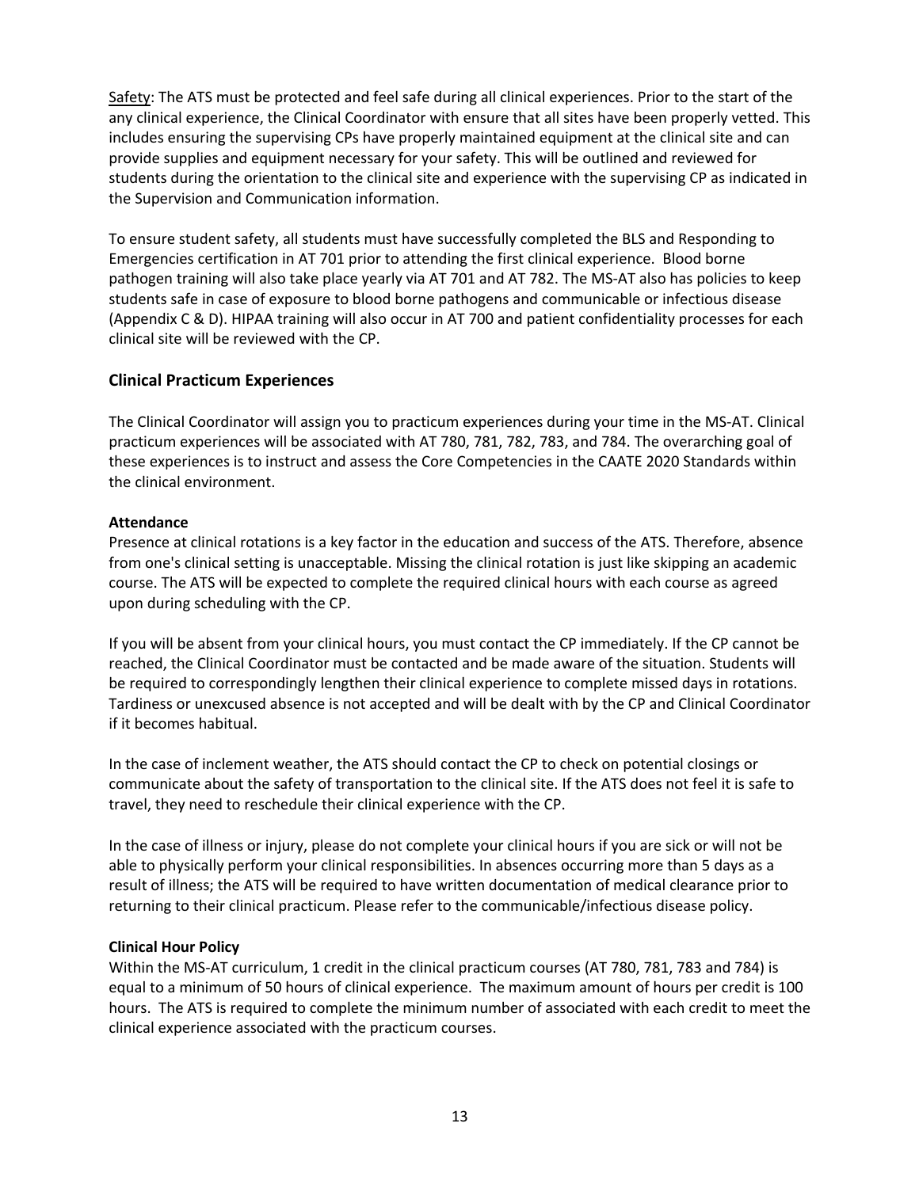Safety: The ATS must be protected and feel safe during all clinical experiences. Prior to the start of the any clinical experience, the Clinical Coordinator with ensure that all sites have been properly vetted. This includes ensuring the supervising CPs have properly maintained equipment at the clinical site and can provide supplies and equipment necessary for your safety. This will be outlined and reviewed for students during the orientation to the clinical site and experience with the supervising CP as indicated in the Supervision and Communication information.

To ensure student safety, all students must have successfully completed the BLS and Responding to Emergencies certification in AT 701 prior to attending the first clinical experience. Blood borne pathogen training will also take place yearly via AT 701 and AT 782. The MS-AT also has policies to keep students safe in case of exposure to blood borne pathogens and communicable or infectious disease (Appendix C & D). HIPAA training will also occur in AT 700 and patient confidentiality processes for each clinical site will be reviewed with the CP.

## Clinical Practicum Experiences

The Clinical Coordinator will assign you to practicum experiences during your time in the MS-AT. Clinical practicum experiences will be associated with AT 780, 781, 782, 783, and 784. The overarching goal of these experiences is to instruct and assess the Core Competencies in the CAATE 2020 Standards within the clinical environment.

### Attendance

Presence at clinical rotations is a key factor in the education and success of the ATS. Therefore, absence from one's clinical setting is unacceptable. Missing the clinical rotation is just like skipping an academic course. The ATS will be expected to complete the required clinical hours with each course as agreed upon during scheduling with the CP.

If you will be absent from your clinical hours, you must contact the CP immediately. If the CP cannot be reached, the Clinical Coordinator must be contacted and be made aware of the situation. Students will be required to correspondingly lengthen their clinical experience to complete missed days in rotations. Tardiness or unexcused absence is not accepted and will be dealt with by the CP and Clinical Coordinator if it becomes habitual.

In the case of inclement weather, the ATS should contact the CP to check on potential closings or communicate about the safety of transportation to the clinical site. If the ATS does not feel it is safe to travel, they need to reschedule their clinical experience with the CP.

In the case of illness or injury, please do not complete your clinical hours if you are sick or will not be able to physically perform your clinical responsibilities. In absences occurring more than 5 days as a result of illness; the ATS will be required to have written documentation of medical clearance prior to returning to their clinical practicum. Please refer to the communicable/infectious disease policy.

### Clinical Hour Policy

Within the MS-AT curriculum, 1 credit in the clinical practicum courses (AT 780, 781, 783 and 784) is equal to a minimum of 50 hours of clinical experience. The maximum amount of hours per credit is 100 hours. The ATS is required to complete the minimum number of associated with each credit to meet the clinical experience associated with the practicum courses.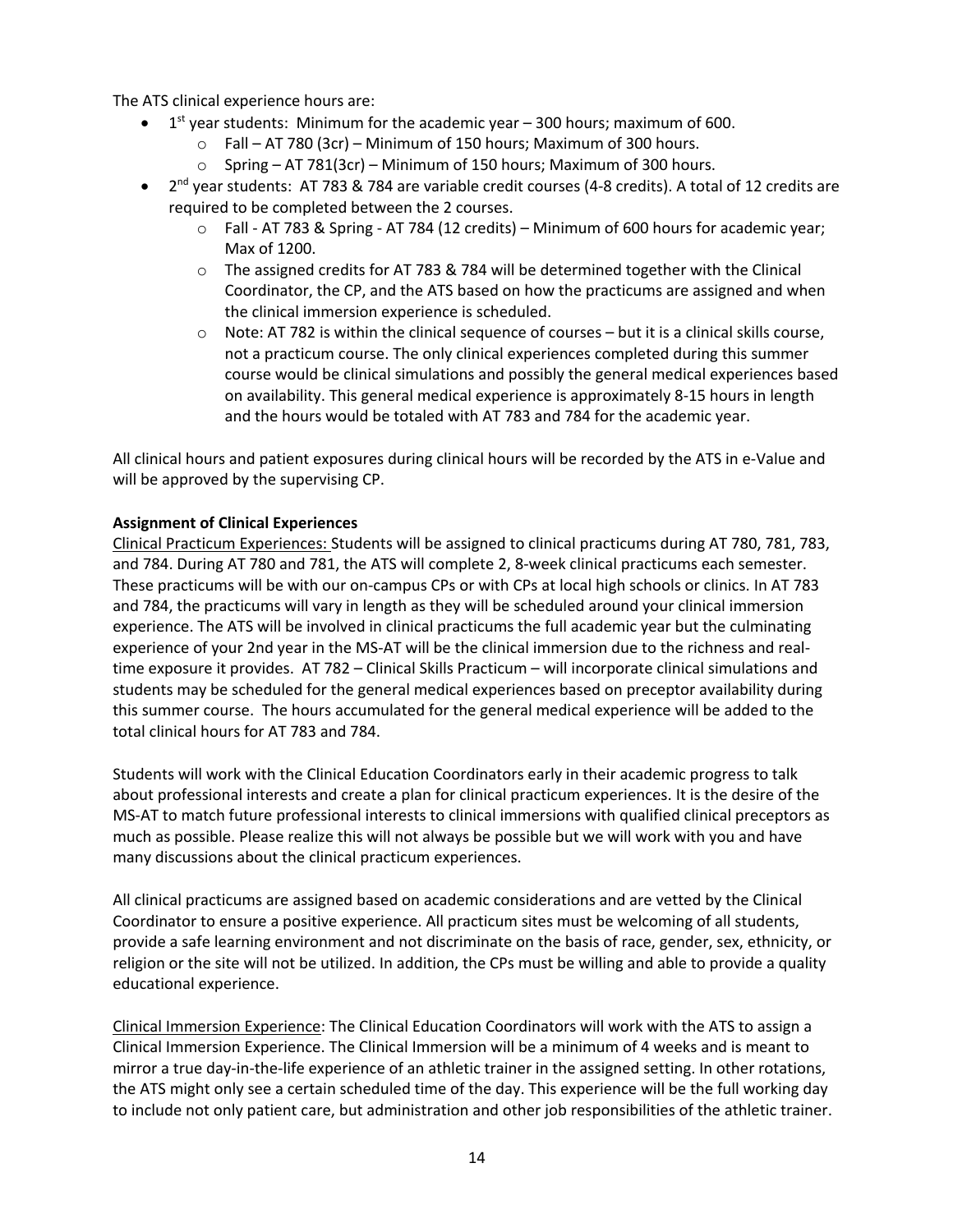The ATS clinical experience hours are:

- 1st year students: Minimum for the academic year – 300 hours; maximum of 600.
    - Fall – AT 780 (3cr) – Minimum of 150 hours; Maximum of 300 hours.
    - Spring – AT 781(3cr) – Minimum of 150 hours; Maximum of 300 hours.
- 2nd year students: AT 783 & 784 are variable credit courses (4-8 credits). A total of 12 credits are required to be completed between the 2 courses.
    - Fall - AT 783 & Spring - AT 784 (12 credits) – Minimum of 600 hours for academic year; Max of 1200.
    - The assigned credits for AT 783 & 784 will be determined together with the Clinical Coordinator, the CP, and the ATS based on how the practicums are assigned and when the clinical immersion experience is scheduled.
    - Note: AT 782 is within the clinical sequence of courses – but it is a clinical skills course, not a practicum course. The only clinical experiences completed during this summer course would be clinical simulations and possibly the general medical experiences based on availability. This general medical experience is approximately 8-15 hours in length and the hours would be totaled with AT 783 and 784 for the academic year.

All clinical hours and patient exposures during clinical hours will be recorded by the ATS in e-Value and will be approved by the supervising CP.

**Assignment of Clinical Experiences**

Clinical Practicum Experiences: Students will be assigned to clinical practicums during AT 780, 781, 783, and 784. During AT 780 and 781, the ATS will complete 2, 8-week clinical practicums each semester. These practicums will be with our on-campus CPs or with CPs at local high schools or clinics. In AT 783 and 784, the practicums will vary in length as they will be scheduled around your clinical immersion experience. The ATS will be involved in clinical practicums the full academic year but the culminating experience of your 2nd year in the MS-AT will be the clinical immersion due to the richness and real-time exposure it provides. AT 782 – Clinical Skills Practicum – will incorporate clinical simulations and students may be scheduled for the general medical experiences based on preceptor availability during this summer course. The hours accumulated for the general medical experience will be added to the total clinical hours for AT 783 and 784.

Students will work with the Clinical Education Coordinators early in their academic progress to talk about professional interests and create a plan for clinical practicum experiences. It is the desire of the MS-AT to match future professional interests to clinical immersions with qualified clinical preceptors as much as possible. Please realize this will not always be possible but we will work with you and have many discussions about the clinical practicum experiences.

All clinical practicums are assigned based on academic considerations and are vetted by the Clinical Coordinator to ensure a positive experience. All practicum sites must be welcoming of all students, provide a safe learning environment and not discriminate on the basis of race, gender, sex, ethnicity, or religion or the site will not be utilized. In addition, the CPs must be willing and able to provide a quality educational experience.

Clinical Immersion Experience: The Clinical Education Coordinators will work with the ATS to assign a Clinical Immersion Experience. The Clinical Immersion will be a minimum of 4 weeks and is meant to mirror a true day-in-the-life experience of an athletic trainer in the assigned setting. In other rotations, the ATS might only see a certain scheduled time of the day. This experience will be the full working day to include not only patient care, but administration and other job responsibilities of the athletic trainer.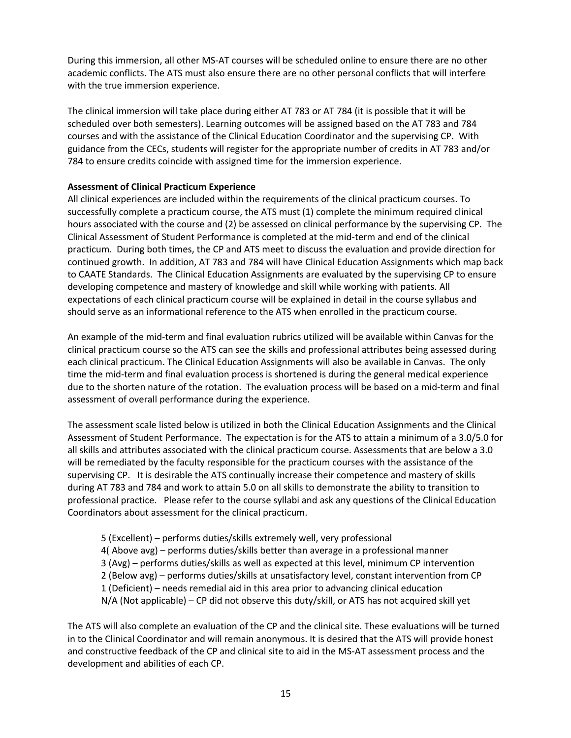During this immersion, all other MS-AT courses will be scheduled online to ensure there are no other academic conflicts. The ATS must also ensure there are no other personal conflicts that will interfere with the true immersion experience.

The clinical immersion will take place during either AT 783 or AT 784 (it is possible that it will be scheduled over both semesters). Learning outcomes will be assigned based on the AT 783 and 784 courses and with the assistance of the Clinical Education Coordinator and the supervising CP. With guidance from the CECs, students will register for the appropriate number of credits in AT 783 and/or 784 to ensure credits coincide with assigned time for the immersion experience.

**Assessment of Clinical Practicum Experience**

All clinical experiences are included within the requirements of the clinical practicum courses. To successfully complete a practicum course, the ATS must (1) complete the minimum required clinical hours associated with the course and (2) be assessed on clinical performance by the supervising CP. The Clinical Assessment of Student Performance is completed at the mid-term and end of the clinical practicum. During both times, the CP and ATS meet to discuss the evaluation and provide direction for continued growth. In addition, AT 783 and 784 will have Clinical Education Assignments which map back to CAATE Standards. The Clinical Education Assignments are evaluated by the supervising CP to ensure developing competence and mastery of knowledge and skill while working with patients. All expectations of each clinical practicum course will be explained in detail in the course syllabus and should serve as an informational reference to the ATS when enrolled in the practicum course.

An example of the mid-term and final evaluation rubrics utilized will be available within Canvas for the clinical practicum course so the ATS can see the skills and professional attributes being assessed during each clinical practicum. The Clinical Education Assignments will also be available in Canvas. The only time the mid-term and final evaluation process is shortened is during the general medical experience due to the shorten nature of the rotation. The evaluation process will be based on a mid-term and final assessment of overall performance during the experience.

The assessment scale listed below is utilized in both the Clinical Education Assignments and the Clinical Assessment of Student Performance. The expectation is for the ATS to attain a minimum of a 3.0/5.0 for all skills and attributes associated with the clinical practicum course. Assessments that are below a 3.0 will be remediated by the faculty responsible for the practicum courses with the assistance of the supervising CP. It is desirable the ATS continually increase their competence and mastery of skills during AT 783 and 784 and work to attain 5.0 on all skills to demonstrate the ability to transition to professional practice. Please refer to the course syllabi and ask any questions of the Clinical Education Coordinators about assessment for the clinical practicum.

5 (Excellent) – performs duties/skills extremely well, very professional
4( Above avg) – performs duties/skills better than average in a professional manner
3 (Avg) – performs duties/skills as well as expected at this level, minimum CP intervention
2 (Below avg) – performs duties/skills at unsatisfactory level, constant intervention from CP
1 (Deficient) – needs remedial aid in this area prior to advancing clinical education
N/A (Not applicable) – CP did not observe this duty/skill, or ATS has not acquired skill yet

The ATS will also complete an evaluation of the CP and the clinical site. These evaluations will be turned in to the Clinical Coordinator and will remain anonymous. It is desired that the ATS will provide honest and constructive feedback of the CP and clinical site to aid in the MS-AT assessment process and the development and abilities of each CP.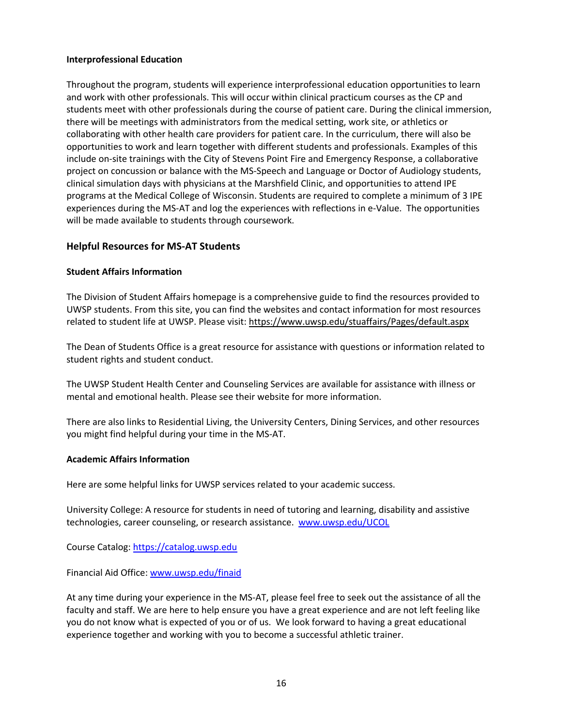**Interprofessional Education**

Throughout the program, students will experience interprofessional education opportunities to learn and work with other professionals. This will occur within clinical practicum courses as the CP and students meet with other professionals during the course of patient care. During the clinical immersion, there will be meetings with administrators from the medical setting, work site, or athletics or collaborating with other health care providers for patient care. In the curriculum, there will also be opportunities to work and learn together with different students and professionals. Examples of this include on-site trainings with the City of Stevens Point Fire and Emergency Response, a collaborative project on concussion or balance with the MS-Speech and Language or Doctor of Audiology students, clinical simulation days with physicians at the Marshfield Clinic, and opportunities to attend IPE programs at the Medical College of Wisconsin. Students are required to complete a minimum of 3 IPE experiences during the MS-AT and log the experiences with reflections in e-Value. The opportunities will be made available to students through coursework.

## Helpful Resources for MS-AT Students

**Student Affairs Information**

The Division of Student Affairs homepage is a comprehensive guide to find the resources provided to UWSP students. From this site, you can find the websites and contact information for most resources related to student life at UWSP. Please visit: https://www.uwsp.edu/stuaffairs/Pages/default.aspx

The Dean of Students Office is a great resource for assistance with questions or information related to student rights and student conduct.

The UWSP Student Health Center and Counseling Services are available for assistance with illness or mental and emotional health. Please see their website for more information.

There are also links to Residential Living, the University Centers, Dining Services, and other resources you might find helpful during your time in the MS-AT.

**Academic Affairs Information**

Here are some helpful links for UWSP services related to your academic success.

University College: A resource for students in need of tutoring and learning, disability and assistive technologies, career counseling, or research assistance. www.uwsp.edu/UCOL

Course Catalog: https://catalog.uwsp.edu

Financial Aid Office: www.uwsp.edu/finaid

At any time during your experience in the MS-AT, please feel free to seek out the assistance of all the faculty and staff. We are here to help ensure you have a great experience and are not left feeling like you do not know what is expected of you or of us. We look forward to having a great educational experience together and working with you to become a successful athletic trainer.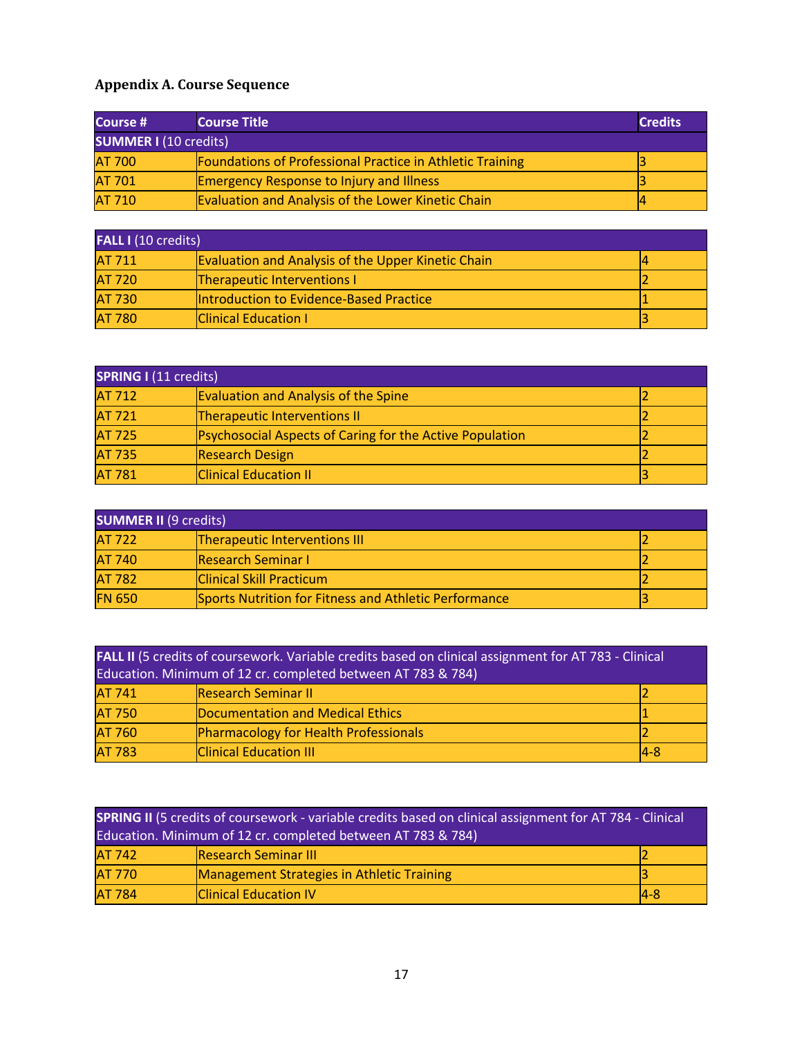### Appendix A. Course Sequence

| Course # | Course Title | Credits |
| --- | --- | --- |
| **SUMMER I** (10 credits) | | |
| AT 700 | Foundations of Professional Practice in Athletic Training | 3 |
| AT 701 | Emergency Response to Injury and Illness | 3 |
| AT 710 | Evaluation and Analysis of the Lower Kinetic Chain | 4 |

| **FALL I** (10 credits) | | |
| --- | --- | --- |
| AT 711 | Evaluation and Analysis of the Upper Kinetic Chain | 4 |
| AT 720 | Therapeutic Interventions I | 2 |
| AT 730 | Introduction to Evidence-Based Practice | 1 |
| AT 780 | Clinical Education I | 3 |

| **SPRING I** (11 credits) | | |
| --- | --- | --- |
| AT 712 | Evaluation and Analysis of the Spine | 2 |
| AT 721 | Therapeutic Interventions II | 2 |
| AT 725 | Psychosocial Aspects of Caring for the Active Population | 2 |
| AT 735 | Research Design | 2 |
| AT 781 | Clinical Education II | 3 |

| **SUMMER II** (9 credits) | | |
| --- | --- | --- |
| AT 722 | Therapeutic Interventions III | 2 |
| AT 740 | Research Seminar I | 2 |
| AT 782 | Clinical Skill Practicum | 2 |
| FN 650 | Sports Nutrition for Fitness and Athletic Performance | 3 |

| **FALL II** (5 credits of coursework. Variable credits based on clinical assignment for AT 783 - Clinical Education. Minimum of 12 cr. completed between AT 783 & 784) | | |
| --- | --- | --- |
| AT 741 | Research Seminar II | 2 |
| AT 750 | Documentation and Medical Ethics | 1 |
| AT 760 | Pharmacology for Health Professionals | 2 |
| AT 783 | Clinical Education III | 4-8 |

| **SPRING II** (5 credits of coursework - variable credits based on clinical assignment for AT 784 - Clinical Education. Minimum of 12 cr. completed between AT 783 & 784) | | |
| --- | --- | --- |
| AT 742 | Research Seminar III | 2 |
| AT 770 | Management Strategies in Athletic Training | 3 |
| AT 784 | Clinical Education IV | 4-8 |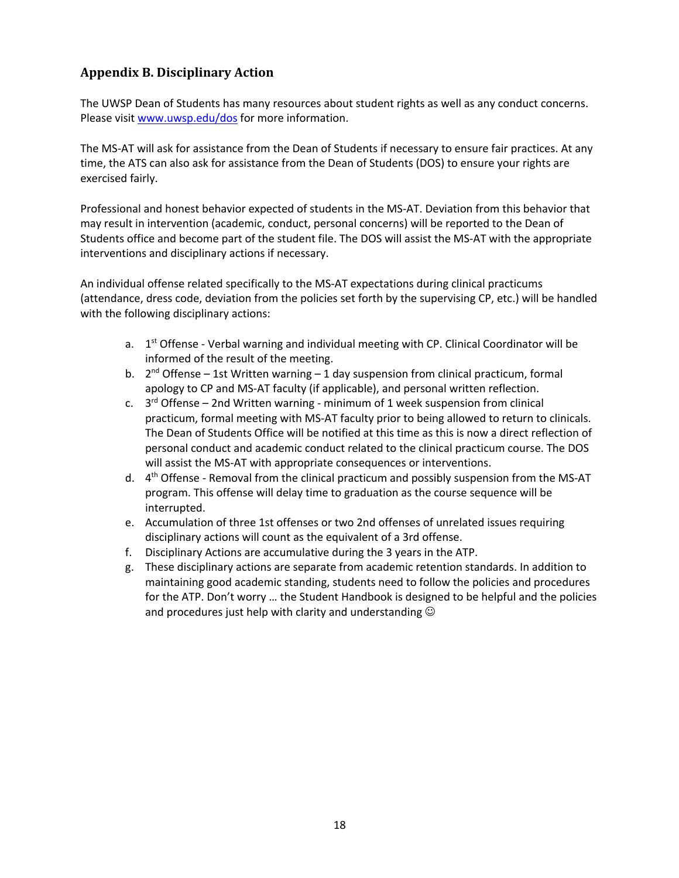## Appendix B. Disciplinary Action

The UWSP Dean of Students has many resources about student rights as well as any conduct concerns. Please visit [www.uwsp.edu/dos](www.uwsp.edu/dos) for more information.

The MS-AT will ask for assistance from the Dean of Students if necessary to ensure fair practices. At any time, the ATS can also ask for assistance from the Dean of Students (DOS) to ensure your rights are exercised fairly.

Professional and honest behavior expected of students in the MS-AT. Deviation from this behavior that may result in intervention (academic, conduct, personal concerns) will be reported to the Dean of Students office and become part of the student file. The DOS will assist the MS-AT with the appropriate interventions and disciplinary actions if necessary.

An individual offense related specifically to the MS-AT expectations during clinical practicums (attendance, dress code, deviation from the policies set forth by the supervising CP, etc.) will be handled with the following disciplinary actions:

a. 1st Offense - Verbal warning and individual meeting with CP. Clinical Coordinator will be informed of the result of the meeting.
b. 2nd Offense – 1st Written warning – 1 day suspension from clinical practicum, formal apology to CP and MS-AT faculty (if applicable), and personal written reflection.
c. 3rd Offense – 2nd Written warning - minimum of 1 week suspension from clinical practicum, formal meeting with MS-AT faculty prior to being allowed to return to clinicals. The Dean of Students Office will be notified at this time as this is now a direct reflection of personal conduct and academic conduct related to the clinical practicum course. The DOS will assist the MS-AT with appropriate consequences or interventions.
d. 4th Offense - Removal from the clinical practicum and possibly suspension from the MS-AT program. This offense will delay time to graduation as the course sequence will be interrupted.
e. Accumulation of three 1st offenses or two 2nd offenses of unrelated issues requiring disciplinary actions will count as the equivalent of a 3rd offense.
f. Disciplinary Actions are accumulative during the 3 years in the ATP.
g. These disciplinary actions are separate from academic retention standards. In addition to maintaining good academic standing, students need to follow the policies and procedures for the ATP. Don't worry … the Student Handbook is designed to be helpful and the policies and procedures just help with clarity and understanding ☺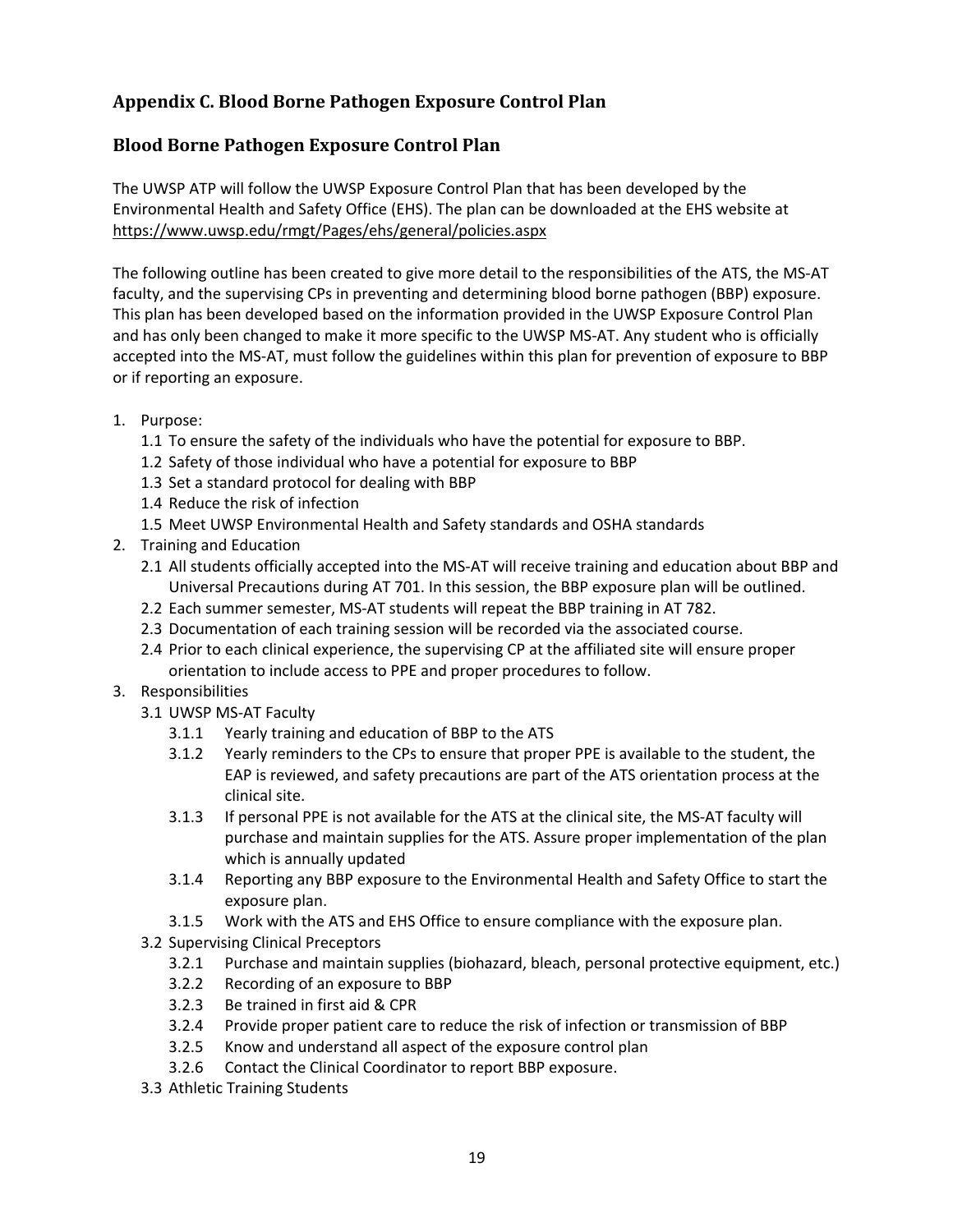## Appendix C. Blood Borne Pathogen Exposure Control Plan

### Blood Borne Pathogen Exposure Control Plan

The UWSP ATP will follow the UWSP Exposure Control Plan that has been developed by the Environmental Health and Safety Office (EHS). The plan can be downloaded at the EHS website at https://www.uwsp.edu/rmgt/Pages/ehs/general/policies.aspx

The following outline has been created to give more detail to the responsibilities of the ATS, the MS-AT faculty, and the supervising CPs in preventing and determining blood borne pathogen (BBP) exposure. This plan has been developed based on the information provided in the UWSP Exposure Control Plan and has only been changed to make it more specific to the UWSP MS-AT. Any student who is officially accepted into the MS-AT, must follow the guidelines within this plan for prevention of exposure to BBP or if reporting an exposure.

1. Purpose:
   - 1.1 To ensure the safety of the individuals who have the potential for exposure to BBP.
   - 1.2 Safety of those individual who have a potential for exposure to BBP
   - 1.3 Set a standard protocol for dealing with BBP
   - 1.4 Reduce the risk of infection
   - 1.5 Meet UWSP Environmental Health and Safety standards and OSHA standards
2. Training and Education
   - 2.1 All students officially accepted into the MS-AT will receive training and education about BBP and Universal Precautions during AT 701. In this session, the BBP exposure plan will be outlined.
   - 2.2 Each summer semester, MS-AT students will repeat the BBP training in AT 782.
   - 2.3 Documentation of each training session will be recorded via the associated course.
   - 2.4 Prior to each clinical experience, the supervising CP at the affiliated site will ensure proper orientation to include access to PPE and proper procedures to follow.
3. Responsibilities
   - 3.1 UWSP MS-AT Faculty
     - 3.1.1 Yearly training and education of BBP to the ATS
     - 3.1.2 Yearly reminders to the CPs to ensure that proper PPE is available to the student, the EAP is reviewed, and safety precautions are part of the ATS orientation process at the clinical site.
     - 3.1.3 If personal PPE is not available for the ATS at the clinical site, the MS-AT faculty will purchase and maintain supplies for the ATS. Assure proper implementation of the plan which is annually updated
     - 3.1.4 Reporting any BBP exposure to the Environmental Health and Safety Office to start the exposure plan.
     - 3.1.5 Work with the ATS and EHS Office to ensure compliance with the exposure plan.
   - 3.2 Supervising Clinical Preceptors
     - 3.2.1 Purchase and maintain supplies (biohazard, bleach, personal protective equipment, etc.)
     - 3.2.2 Recording of an exposure to BBP
     - 3.2.3 Be trained in first aid & CPR
     - 3.2.4 Provide proper patient care to reduce the risk of infection or transmission of BBP
     - 3.2.5 Know and understand all aspect of the exposure control plan
     - 3.2.6 Contact the Clinical Coordinator to report BBP exposure.
   - 3.3 Athletic Training Students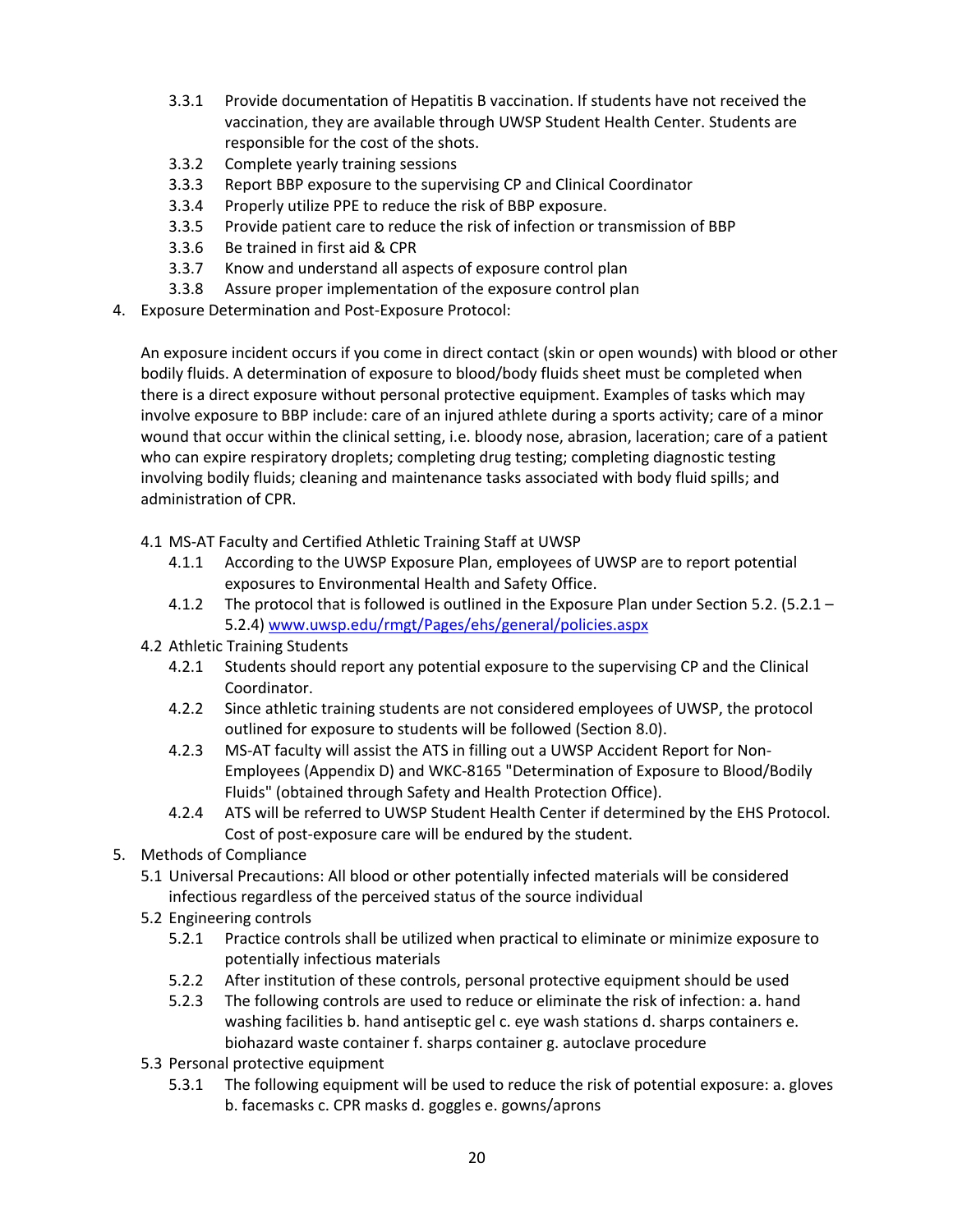- 3.3.1 Provide documentation of Hepatitis B vaccination. If students have not received the vaccination, they are available through UWSP Student Health Center. Students are responsible for the cost of the shots.
- 3.3.2 Complete yearly training sessions
- 3.3.3 Report BBP exposure to the supervising CP and Clinical Coordinator
- 3.3.4 Properly utilize PPE to reduce the risk of BBP exposure.
- 3.3.5 Provide patient care to reduce the risk of infection or transmission of BBP
- 3.3.6 Be trained in first aid & CPR
- 3.3.7 Know and understand all aspects of exposure control plan
- 3.3.8 Assure proper implementation of the exposure control plan

4. Exposure Determination and Post-Exposure Protocol:

   An exposure incident occurs if you come in direct contact (skin or open wounds) with blood or other bodily fluids. A determination of exposure to blood/body fluids sheet must be completed when there is a direct exposure without personal protective equipment. Examples of tasks which may involve exposure to BBP include: care of an injured athlete during a sports activity; care of a minor wound that occur within the clinical setting, i.e. bloody nose, abrasion, laceration; care of a patient who can expire respiratory droplets; completing drug testing; completing diagnostic testing involving bodily fluids; cleaning and maintenance tasks associated with body fluid spills; and administration of CPR.

   - 4.1 MS-AT Faculty and Certified Athletic Training Staff at UWSP
     - 4.1.1 According to the UWSP Exposure Plan, employees of UWSP are to report potential exposures to Environmental Health and Safety Office.
     - 4.1.2 The protocol that is followed is outlined in the Exposure Plan under Section 5.2. (5.2.1 – 5.2.4) [www.uwsp.edu/rmgt/Pages/ehs/general/policies.aspx](www.uwsp.edu/rmgt/Pages/ehs/general/policies.aspx)
   - 4.2 Athletic Training Students
     - 4.2.1 Students should report any potential exposure to the supervising CP and the Clinical Coordinator.
     - 4.2.2 Since athletic training students are not considered employees of UWSP, the protocol outlined for exposure to students will be followed (Section 8.0).
     - 4.2.3 MS-AT faculty will assist the ATS in filling out a UWSP Accident Report for Non-Employees (Appendix D) and WKC-8165 "Determination of Exposure to Blood/Bodily Fluids" (obtained through Safety and Health Protection Office).
     - 4.2.4 ATS will be referred to UWSP Student Health Center if determined by the EHS Protocol. Cost of post-exposure care will be endured by the student.

5. Methods of Compliance
   - 5.1 Universal Precautions: All blood or other potentially infected materials will be considered infectious regardless of the perceived status of the source individual
   - 5.2 Engineering controls
     - 5.2.1 Practice controls shall be utilized when practical to eliminate or minimize exposure to potentially infectious materials
     - 5.2.2 After institution of these controls, personal protective equipment should be used
     - 5.2.3 The following controls are used to reduce or eliminate the risk of infection: a. hand washing facilities b. hand antiseptic gel c. eye wash stations d. sharps containers e. biohazard waste container f. sharps container g. autoclave procedure
   - 5.3 Personal protective equipment
     - 5.3.1 The following equipment will be used to reduce the risk of potential exposure: a. gloves b. facemasks c. CPR masks d. goggles e. gowns/aprons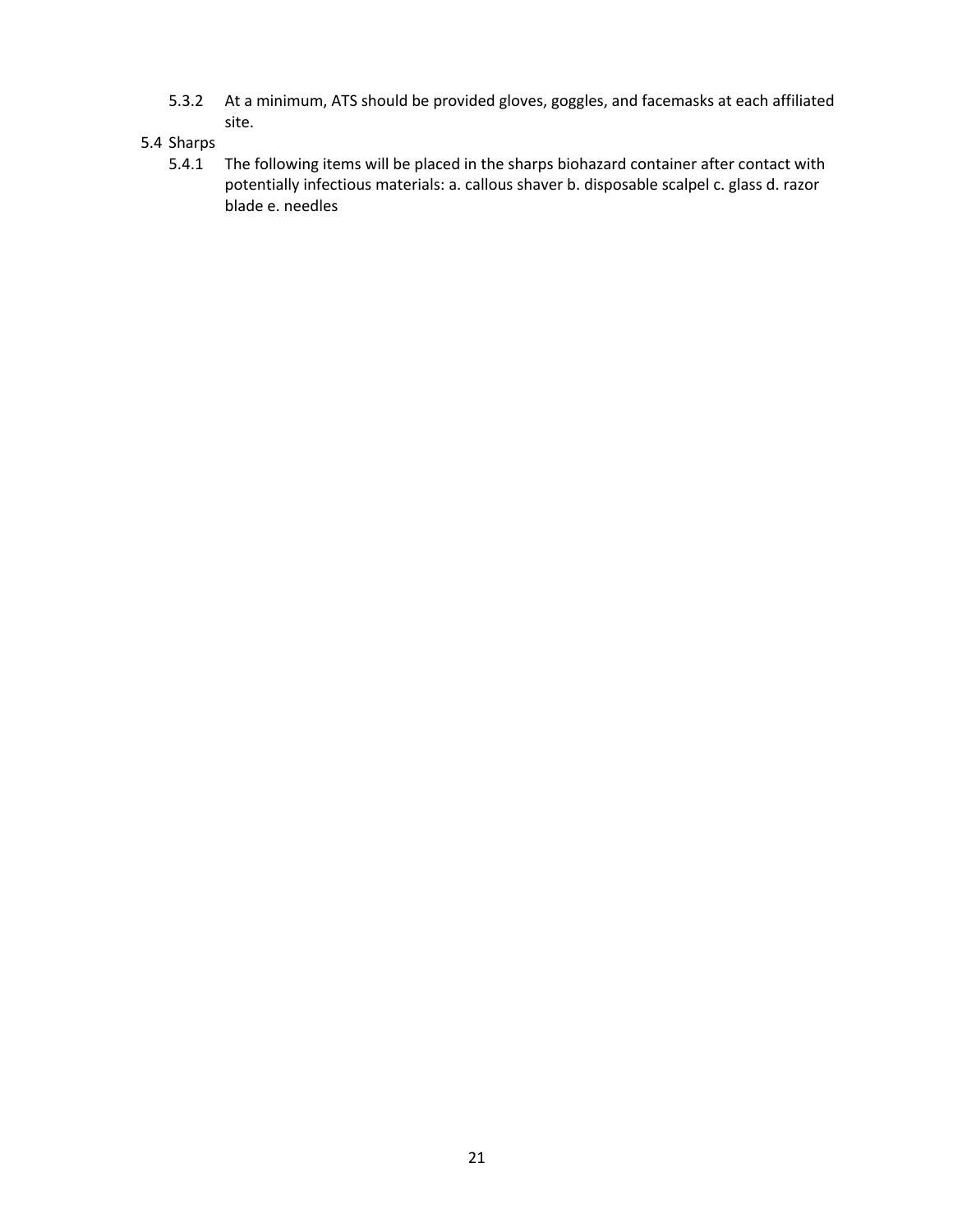5.3.2 At a minimum, ATS should be provided gloves, goggles, and facemasks at each affiliated site.

5.4 Sharps

5.4.1 The following items will be placed in the sharps biohazard container after contact with potentially infectious materials: a. callous shaver b. disposable scalpel c. glass d. razor blade e. needles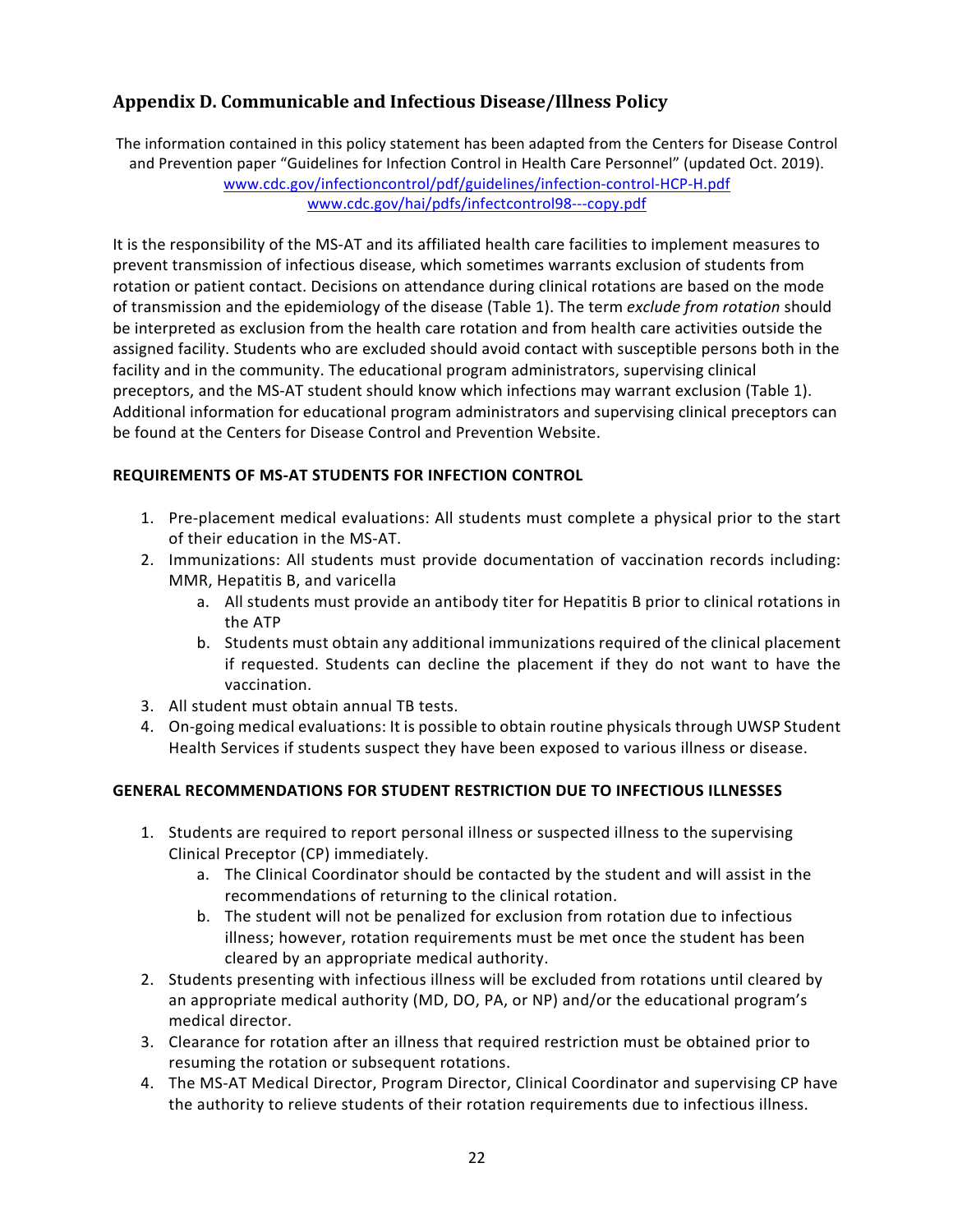## Appendix D. Communicable and Infectious Disease/Illness Policy

The information contained in this policy statement has been adapted from the Centers for Disease Control and Prevention paper "Guidelines for Infection Control in Health Care Personnel" (updated Oct. 2019).
www.cdc.gov/infectioncontrol/pdf/guidelines/infection-control-HCP-H.pdf
www.cdc.gov/hai/pdfs/infectcontrol98---copy.pdf

It is the responsibility of the MS-AT and its affiliated health care facilities to implement measures to prevent transmission of infectious disease, which sometimes warrants exclusion of students from rotation or patient contact. Decisions on attendance during clinical rotations are based on the mode of transmission and the epidemiology of the disease (Table 1). The term *exclude from rotation* should be interpreted as exclusion from the health care rotation and from health care activities outside the assigned facility. Students who are excluded should avoid contact with susceptible persons both in the facility and in the community. The educational program administrators, supervising clinical preceptors, and the MS-AT student should know which infections may warrant exclusion (Table 1). Additional information for educational program administrators and supervising clinical preceptors can be found at the Centers for Disease Control and Prevention Website.

**REQUIREMENTS OF MS-AT STUDENTS FOR INFECTION CONTROL**

1. Pre-placement medical evaluations: All students must complete a physical prior to the start of their education in the MS-AT.
2. Immunizations: All students must provide documentation of vaccination records including: MMR, Hepatitis B, and varicella
   a. All students must provide an antibody titer for Hepatitis B prior to clinical rotations in the ATP
   b. Students must obtain any additional immunizations required of the clinical placement if requested. Students can decline the placement if they do not want to have the vaccination.
3. All student must obtain annual TB tests.
4. On-going medical evaluations: It is possible to obtain routine physicals through UWSP Student Health Services if students suspect they have been exposed to various illness or disease.

**GENERAL RECOMMENDATIONS FOR STUDENT RESTRICTION DUE TO INFECTIOUS ILLNESSES**

1. Students are required to report personal illness or suspected illness to the supervising Clinical Preceptor (CP) immediately.
   a. The Clinical Coordinator should be contacted by the student and will assist in the recommendations of returning to the clinical rotation.
   b. The student will not be penalized for exclusion from rotation due to infectious illness; however, rotation requirements must be met once the student has been cleared by an appropriate medical authority.
2. Students presenting with infectious illness will be excluded from rotations until cleared by an appropriate medical authority (MD, DO, PA, or NP) and/or the educational program's medical director.
3. Clearance for rotation after an illness that required restriction must be obtained prior to resuming the rotation or subsequent rotations.
4. The MS-AT Medical Director, Program Director, Clinical Coordinator and supervising CP have the authority to relieve students of their rotation requirements due to infectious illness.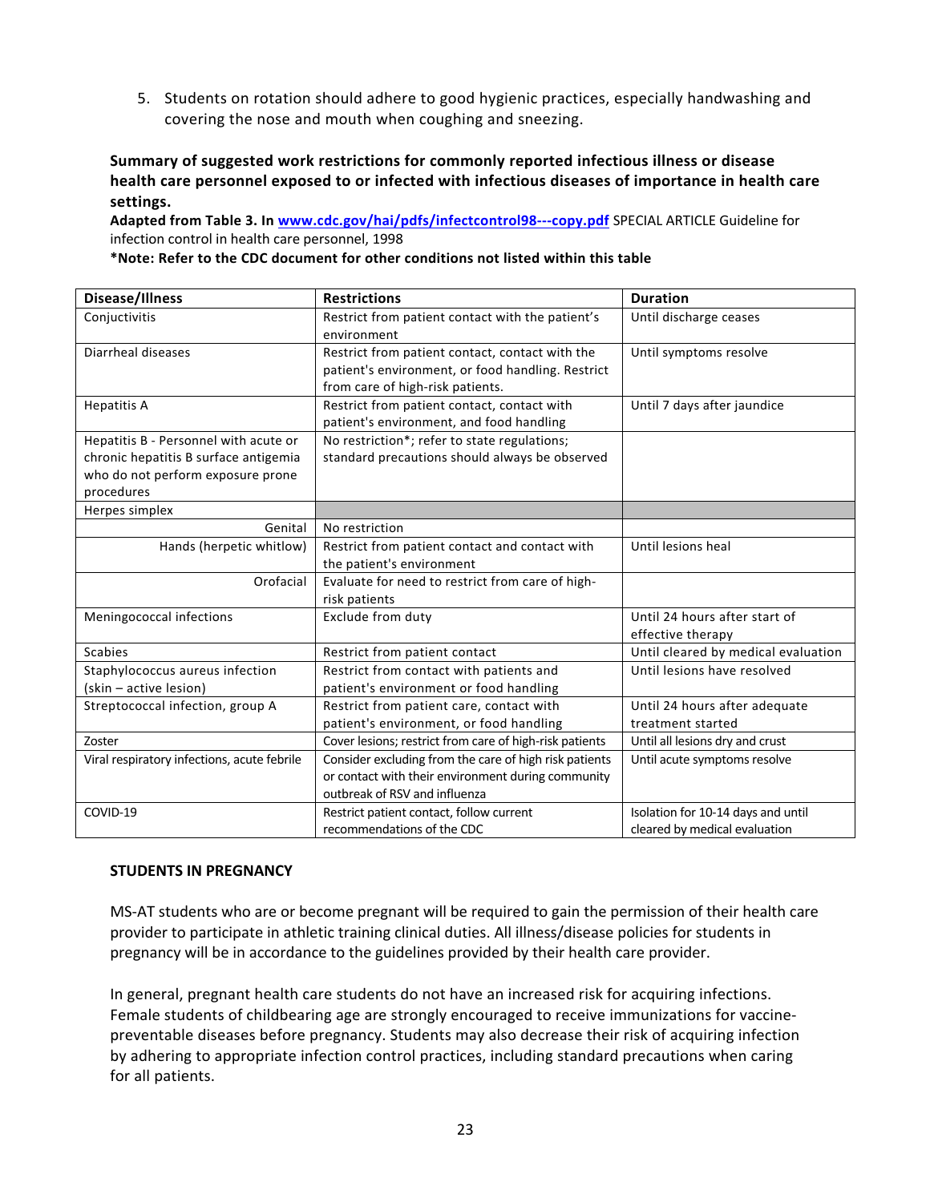5. Students on rotation should adhere to good hygienic practices, especially handwashing and covering the nose and mouth when coughing and sneezing.

**Summary of suggested work restrictions for commonly reported infectious illness or disease health care personnel exposed to or infected with infectious diseases of importance in health care settings.**

**Adapted from Table 3. In [www.cdc.gov/hai/pdfs/infectcontrol98---copy.pdf](www.cdc.gov/hai/pdfs/infectcontrol98---copy.pdf)** SPECIAL ARTICLE Guideline for infection control in health care personnel, 1998

**\*Note: Refer to the CDC document for other conditions not listed within this table**

| Disease/Illness | Restrictions | Duration |
|---|---|---|
| Conjuctivitis | Restrict from patient contact with the patient's environment | Until discharge ceases |
| Diarrheal diseases | Restrict from patient contact, contact with the patient's environment, or food handling. Restrict from care of high-risk patients. | Until symptoms resolve |
| Hepatitis A | Restrict from patient contact, contact with patient's environment, and food handling | Until 7 days after jaundice |
| Hepatitis B - Personnel with acute or chronic hepatitis B surface antigemia who do not perform exposure prone procedures | No restriction*; refer to state regulations; standard precautions should always be observed | |
| Herpes simplex | | |
| Genital | No restriction | |
| Hands (herpetic whitlow) | Restrict from patient contact and contact with the patient's environment | Until lesions heal |
| Orofacial | Evaluate for need to restrict from care of high-risk patients | |
| Meningococcal infections | Exclude from duty | Until 24 hours after start of effective therapy |
| Scabies | Restrict from patient contact | Until cleared by medical evaluation |
| Staphylococcus aureus infection (skin – active lesion) | Restrict from contact with patients and patient's environment or food handling | Until lesions have resolved |
| Streptococcal infection, group A | Restrict from patient care, contact with patient's environment, or food handling | Until 24 hours after adequate treatment started |
| Zoster | Cover lesions; restrict from care of high-risk patients | Until all lesions dry and crust |
| Viral respiratory infections, acute febrile | Consider excluding from the care of high risk patients or contact with their environment during community outbreak of RSV and influenza | Until acute symptoms resolve |
| COVID-19 | Restrict patient contact, follow current recommendations of the CDC | Isolation for 10-14 days and until cleared by medical evaluation |

**STUDENTS IN PREGNANCY**

MS-AT students who are or become pregnant will be required to gain the permission of their health care provider to participate in athletic training clinical duties. All illness/disease policies for students in pregnancy will be in accordance to the guidelines provided by their health care provider.

In general, pregnant health care students do not have an increased risk for acquiring infections. Female students of childbearing age are strongly encouraged to receive immunizations for vaccine-preventable diseases before pregnancy. Students may also decrease their risk of acquiring infection by adhering to appropriate infection control practices, including standard precautions when caring for all patients.